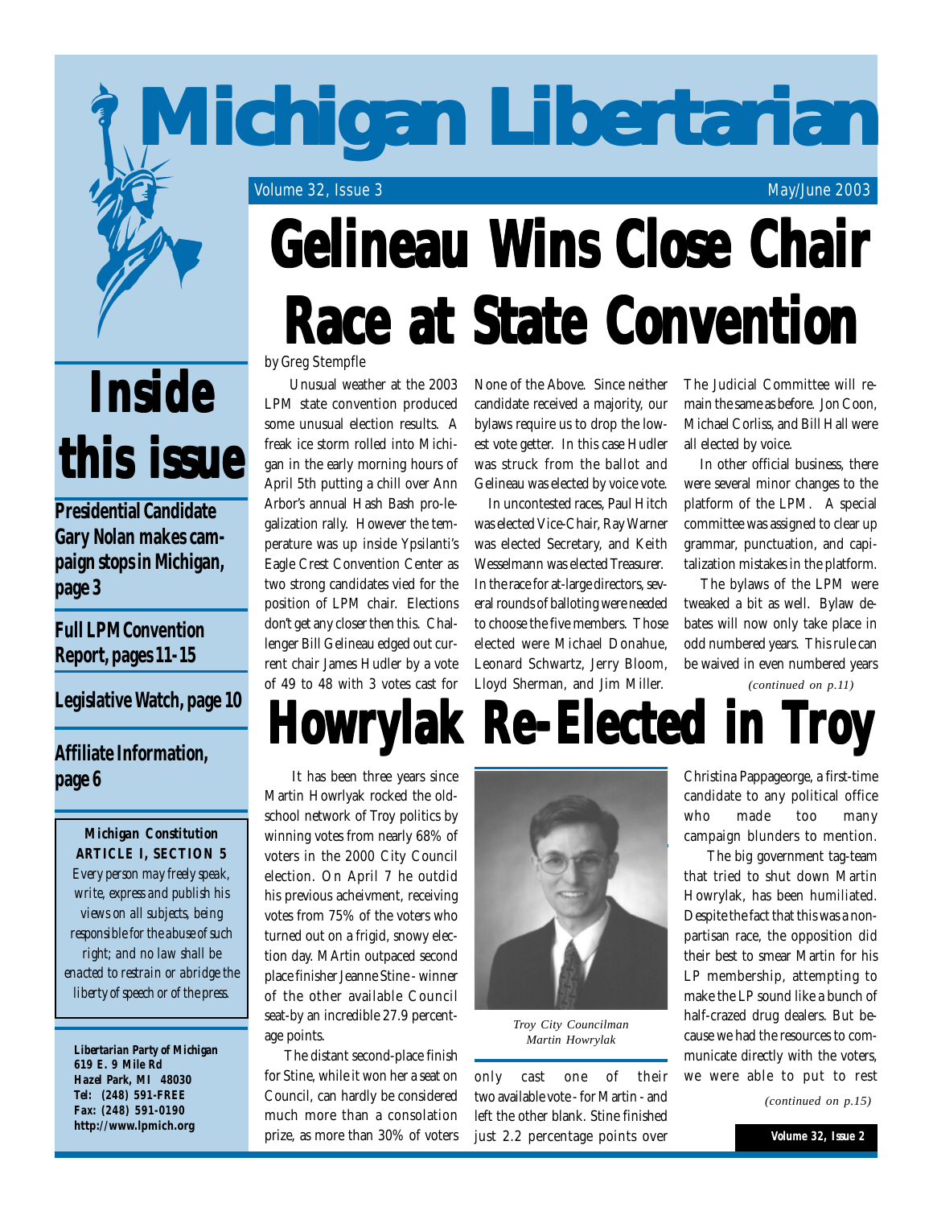# Michigan Libertarian

Volume 32, Issue 3 May/June 2003

# Gelineau Wins Close Chair Race at State Convention

*by Greg Stempfle*

Unusual weather at the 2003 LPM state convention produced some unusual election results. A freak ice storm rolled into Michigan in the early morning hours of April 5th putting a chill over Ann Arbor's annual Hash Bash pro-legalization rally. However the temperature was up inside Ypsilanti's Eagle Crest Convention Center as two strong candidates vied for the position of LPM chair. Elections don't get any closer then this. Challenger Bill Gelineau edged out current chair James Hudler by a vote of 49 to 48 with 3 votes cast for None of the Above. Since neither candidate received a majority, our bylaws require us to drop the lowest vote getter. In this case Hudler was struck from the ballot and Gelineau was elected by voice vote.

In uncontested races, Paul Hitch was elected Vice-Chair, Ray Warner was elected Secretary, and Keith Wesselmann was elected Treasurer. In the race for at-large directors, several rounds of balloting were needed to choose the five members. Those elected were Michael Donahue, Leonard Schwartz, Jerry Bloom, Lloyd Sherman, and Jim Miller. The Judicial Committee will remain the same as before. Jon Coon, Michael Corliss, and Bill Hall were all elected by voice.

In other official business, there were several minor changes to the platform of the LPM. A special committee was assigned to clear up grammar, punctuation, and capitalization mistakes in the platform.

The bylaws of the LPM were tweaked a bit as well. Bylaw debates will now only take place in odd numbered years. This rule can be waived in even numbered years

*(continued on p.11)*

# Howrylak Re-Elected in Troy

It has been three years since Martin Howrlyak rocked the old-school network of Troy politics by winning votes from nearly 68% of voters in the 2000 City Council election. On April 7 he outdid his previous acheivment, receiving votes from 75% of the voters who turned out on a frigid, snowy election day. MArtin outpaced second place finisher Jeanne Stine - winner of the other available Council seat-by an incredible 27.9 percentage points.

The distant second-place finish for Stine, while it won her a seat on Council, can hardly be considered much more than a consolation prize, as more than 30% of voters only cast one of their two available vote - for Martin - and left the other blank. Stine finished just 2.2 percentage points over Christina Pappageorge, a first-time candidate to any political office who made too many campaign blunders to mention.

*Troy City Councilman Martin Howrylak*

The big government tag-team that tried to shut down Martin Howrylak, has been humiliated. Despite the fact that this was a non-partisan race, the opposition did their best to smear Martin for his LP membership, attempting to make the LP sound like a bunch of half-crazed drug dealers. But because we had the resources to communicate directly with the voters, we were able to put to rest

*(continued on p.15)*

## Inside this issue

**Presidential Candidate Gary Nolan makes campaign stops in Michigan, page 3**

**Full LPM Convention Report, pages 11-15**

**Legislative Watch, page 10**

**Affiliate Information, page 6**

**Michigan Constitution ARTICLE I, SECTION 5**

*Every person may freely speak, write, express and publish his views on all subjects, being responsible for the abuse of such right; and no law shall be enacted to restrain or abridge the liberty of speech or of the press.*

**Libertarian Party of Michigan**
**619 E. 9 Mile Rd**
**Hazel Park, MI 48030**
**Tel: (248) 591-FREE**
**Fax: (248) 591-0190**
**http://www.lpmich.org**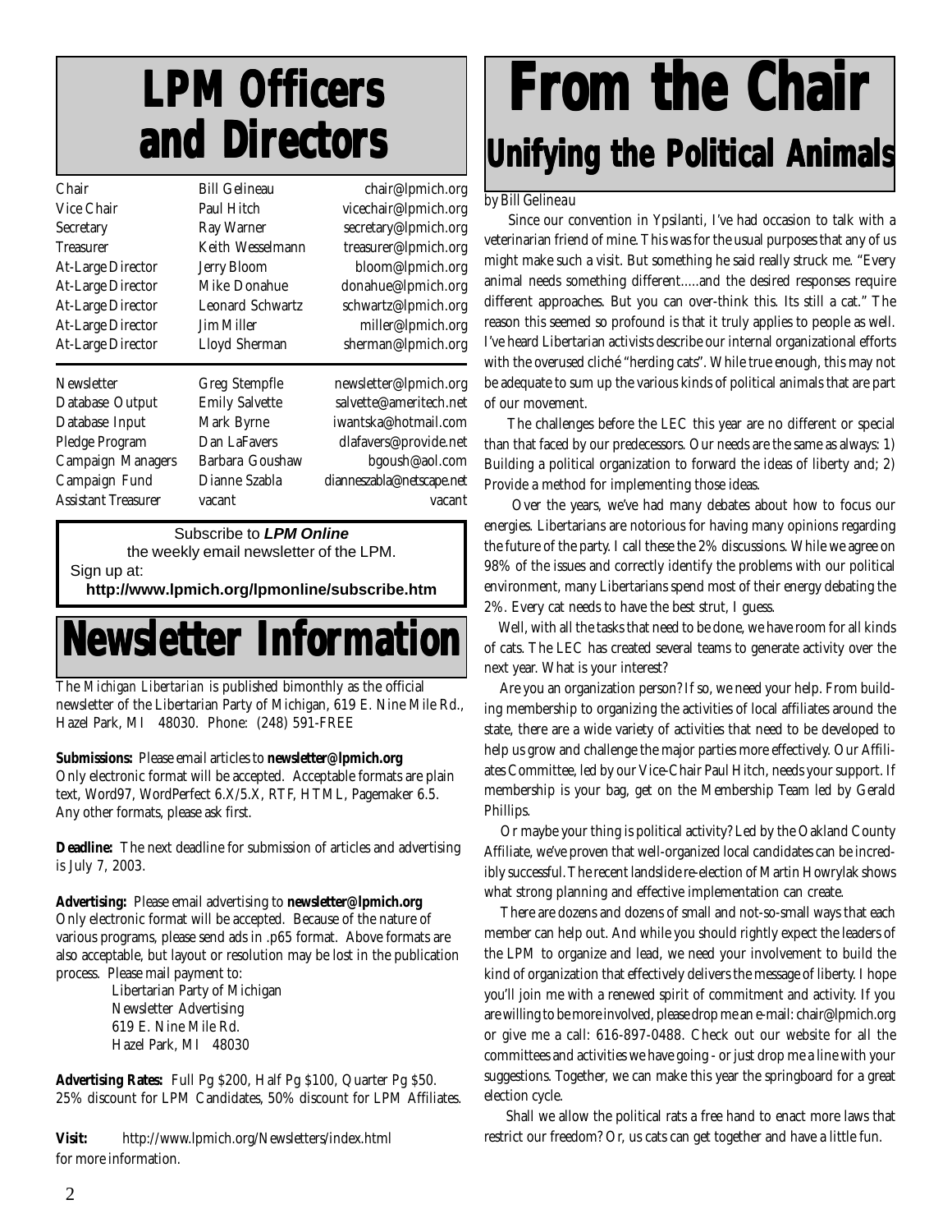# LPM Officers and Directors

| | | |
|---|---|---|
| Chair | Bill Gelineau | chair@lpmich.org |
| Vice Chair | Paul Hitch | vicechair@lpmich.org |
| Secretary | Ray Warner | secretary@lpmich.org |
| Treasurer | Keith Wesselmann | treasurer@lpmich.org |
| At-Large Director | Jerry Bloom | bloom@lpmich.org |
| At-Large Director | Mike Donahue | donahue@lpmich.org |
| At-Large Director | Leonard Schwartz | schwartz@lpmich.org |
| At-Large Director | Jim Miller | miller@lpmich.org |
| At-Large Director | Lloyd Sherman | sherman@lpmich.org |

| | | |
|---|---|---|
| Newsletter | Greg Stempfle | newsletter@lpmich.org |
| Database Output | Emily Salvette | salvette@ameritech.net |
| Database Input | Mark Byrne | iwantska@hotmail.com |
| Pledge Program | Dan LaFavers | dlafavers@provide.net |
| Campaign Managers | Barbara Goushaw | bgoush@aol.com |
| Campaign Fund | Dianne Szabla | dianneszabla@netscape.net |
| Assistant Treasurer | vacant | vacant |

Subscribe to ***LPM Online***
the weekly email newsletter of the LPM.
Sign up at:
**http://www.lpmich.org/lpmonline/subscribe.htm**

# Newsletter Information

The *Michigan Libertarian* is published bimonthly as the official newsletter of the Libertarian Party of Michigan, 619 E. Nine Mile Rd., Hazel Park, MI 48030. Phone: (248) 591-FREE

**Submissions:** Please email articles to **newsletter@lpmich.org**
Only electronic format will be accepted. Acceptable formats are plain text, Word97, WordPerfect 6.X/5.X, RTF, HTML, Pagemaker 6.5. Any other formats, please ask first.

**Deadline:** The next deadline for submission of articles and advertising is July 7, 2003.

**Advertising:** Please email advertising to **newsletter@lpmich.org**
Only electronic format will be accepted. Because of the nature of various programs, please send ads in .p65 format. Above formats are also acceptable, but layout or resolution may be lost in the publication process. Please mail payment to:

Libertarian Party of Michigan
Newsletter Advertising
619 E. Nine Mile Rd.
Hazel Park, MI 48030

**Advertising Rates:** Full Pg $200, Half Pg $100, Quarter Pg $50. 25% discount for LPM Candidates, 50% discount for LPM Affiliates.

**Visit:** http://www.lpmich.org/Newsletters/index.html for more information.

# From the Chair

## Unifying the Political Animals

*by Bill Gelineau*

Since our convention in Ypsilanti, I've had occasion to talk with a veterinarian friend of mine. This was for the usual purposes that any of us might make such a visit. But something he said really struck me. "Every animal needs something different.....and the desired responses require different approaches. But you can over-think this. Its still a cat." The reason this seemed so profound is that it truly applies to people as well. I've heard Libertarian activists describe our internal organizational efforts with the overused cliché "herding cats". While true enough, this may not be adequate to sum up the various kinds of political animals that are part of our movement.

The challenges before the LEC this year are no different or special than that faced by our predecessors. Our needs are the same as always: 1) Building a political organization to forward the ideas of liberty and; 2) Provide a method for implementing those ideas.

Over the years, we've had many debates about how to focus our energies. Libertarians are notorious for having many opinions regarding the future of the party. I call these the 2% discussions. While we agree on 98% of the issues and correctly identify the problems with our political environment, many Libertarians spend most of their energy debating the 2%. Every cat needs to have the best strut, I guess.

Well, with all the tasks that need to be done, we have room for all kinds of cats. The LEC has created several teams to generate activity over the next year. What is your interest?

Are you an organization person? If so, we need your help. From building membership to organizing the activities of local affiliates around the state, there are a wide variety of activities that need to be developed to help us grow and challenge the major parties more effectively. Our Affiliates Committee, led by our Vice-Chair Paul Hitch, needs your support. If membership is your bag, get on the Membership Team led by Gerald Phillips.

Or maybe your thing is political activity? Led by the Oakland County Affiliate, we've proven that well-organized local candidates can be incredibly successful. The recent landslide re-election of Martin Howrylak shows what strong planning and effective implementation can create.

There are dozens and dozens of small and not-so-small ways that each member can help out. And while you should rightly expect the leaders of the LPM to organize and lead, we need your involvement to build the kind of organization that effectively delivers the message of liberty. I hope you'll join me with a renewed spirit of commitment and activity. If you are willing to be more involved, please drop me an e-mail: chair@lpmich.org or give me a call: 616-897-0488. Check out our website for all the committees and activities we have going - or just drop me a line with your suggestions. Together, we can make this year the springboard for a great election cycle.

Shall we allow the political rats a free hand to enact more laws that restrict our freedom? Or, us cats can get together and have a little fun.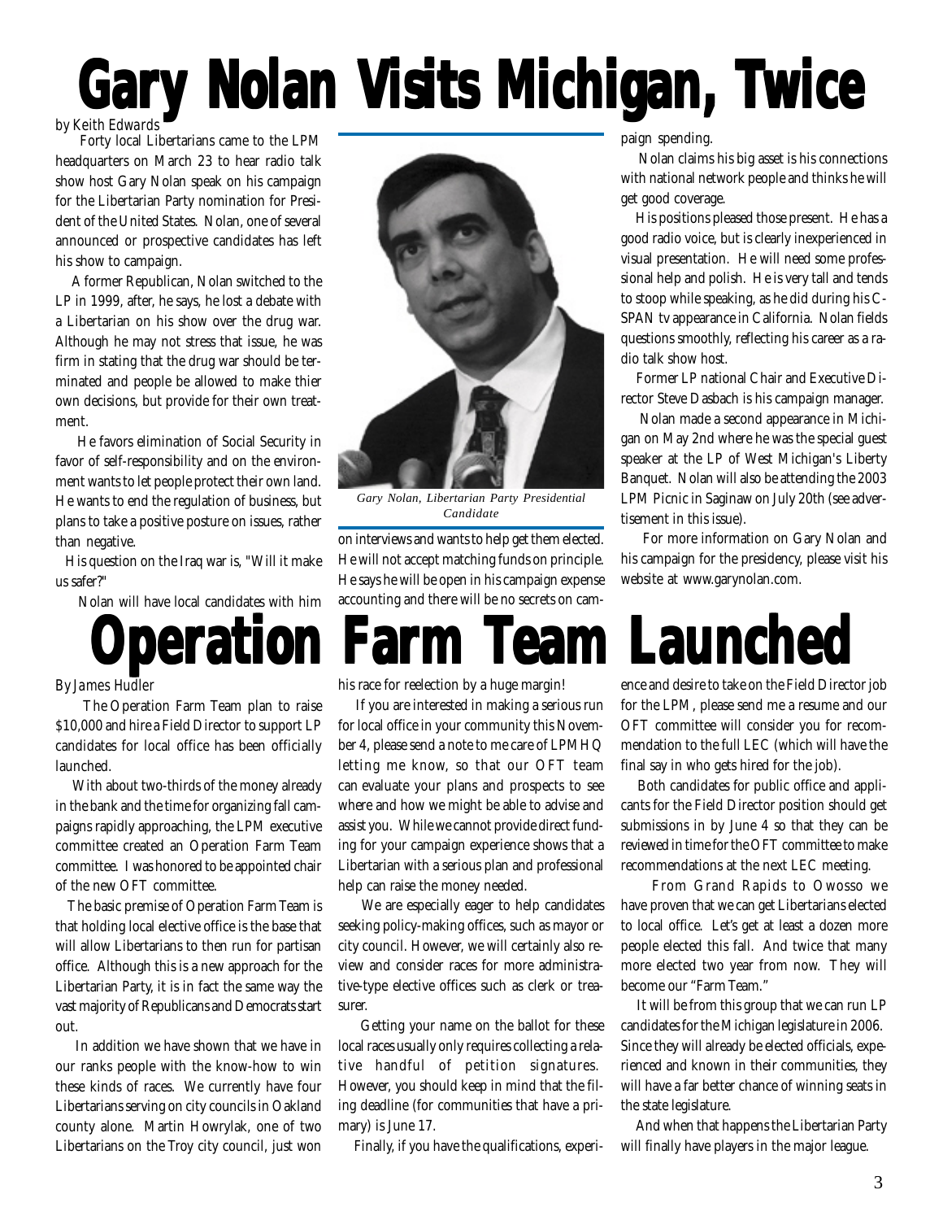# Gary Nolan Visits Michigan, Twice

*by Keith Edwards*

Forty local Libertarians came to the LPM headquarters on March 23 to hear radio talk show host Gary Nolan speak on his campaign for the Libertarian Party nomination for President of the United States. Nolan, one of several announced or prospective candidates has left his show to campaign.

A former Republican, Nolan switched to the LP in 1999, after, he says, he lost a debate with a Libertarian on his show over the drug war. Although he may not stress that issue, he was firm in stating that the drug war should be terminated and people be allowed to make thier own decisions, but provide for their own treatment.

He favors elimination of Social Security in favor of self-responsibility and on the environment wants to let people protect their own land. He wants to end the regulation of business, but plans to take a positive posture on issues, rather than negative.

His question on the Iraq war is, "Will it make us safer?"

Nolan will have local candidates with him on interviews and wants to help get them elected. He will not accept matching funds on principle. He says he will be open in his campaign expense accounting and there will be no secrets on campaign spending.

*Gary Nolan, Libertarian Party Presidential Candidate*

Nolan claims his big asset is his connections with national network people and thinks he will get good coverage.

His positions pleased those present. He has a good radio voice, but is clearly inexperienced in visual presentation. He will need some professional help and polish. He is very tall and tends to stoop while speaking, as he did during his C-SPAN tv appearance in California. Nolan fields questions smoothly, reflecting his career as a radio talk show host.

Former LP national Chair and Executive Director Steve Dasbach is his campaign manager.

Nolan made a second appearance in Michigan on May 2nd where he was the special guest speaker at the LP of West Michigan's Liberty Banquet. Nolan will also be attending the 2003 LPM Picnic in Saginaw on July 20th (see advertisement in this issue).

For more information on Gary Nolan and his campaign for the presidency, please visit his website at www.garynolan.com.

# Operation Farm Team Launched

*By James Hudler*

The Operation Farm Team plan to raise $10,000 and hire a Field Director to support LP candidates for local office has been officially launched.

With about two-thirds of the money already in the bank and the time for organizing fall campaigns rapidly approaching, the LPM executive committee created an Operation Farm Team committee. I was honored to be appointed chair of the new OFT committee.

The basic premise of Operation Farm Team is that holding local elective office is the base that will allow Libertarians to then run for partisan office. Although this is a new approach for the Libertarian Party, it is in fact the same way the vast majority of Republicans and Democrats start out.

In addition we have shown that we have in our ranks people with the know-how to win these kinds of races. We currently have four Libertarians serving on city councils in Oakland county alone. Martin Howrylak, one of two Libertarians on the Troy city council, just won his race for reelection by a huge margin!

If you are interested in making a serious run for local office in your community this November 4, please send a note to me care of LPMHQ letting me know, so that our OFT team can evaluate your plans and prospects to see where and how we might be able to advise and assist you. While we cannot provide direct funding for your campaign experience shows that a Libertarian with a serious plan and professional help can raise the money needed.

We are especially eager to help candidates seeking policy-making offices, such as mayor or city council. However, we will certainly also review and consider races for more administrative-type elective offices such as clerk or treasurer.

Getting your name on the ballot for these local races usually only requires collecting a relative handful of petition signatures. However, you should keep in mind that the filing deadline (for communities that have a primary) is June 17.

Finally, if you have the qualifications, experience and desire to take on the Field Director job for the LPM, please send me a resume and our OFT committee will consider you for recommendation to the full LEC (which will have the final say in who gets hired for the job).

Both candidates for public office and applicants for the Field Director position should get submissions in by June 4 so that they can be reviewed in time for the OFT committee to make recommendations at the next LEC meeting.

From Grand Rapids to Owosso we have proven that we can get Libertarians elected to local office. Let's get at least a dozen more people elected this fall. And twice that many more elected two year from now. They will become our "Farm Team."

It will be from this group that we can run LP candidates for the Michigan legislature in 2006. Since they will already be elected officials, experienced and known in their communities, they will have a far better chance of winning seats in the state legislature.

And when that happens the Libertarian Party will finally have players in the major league.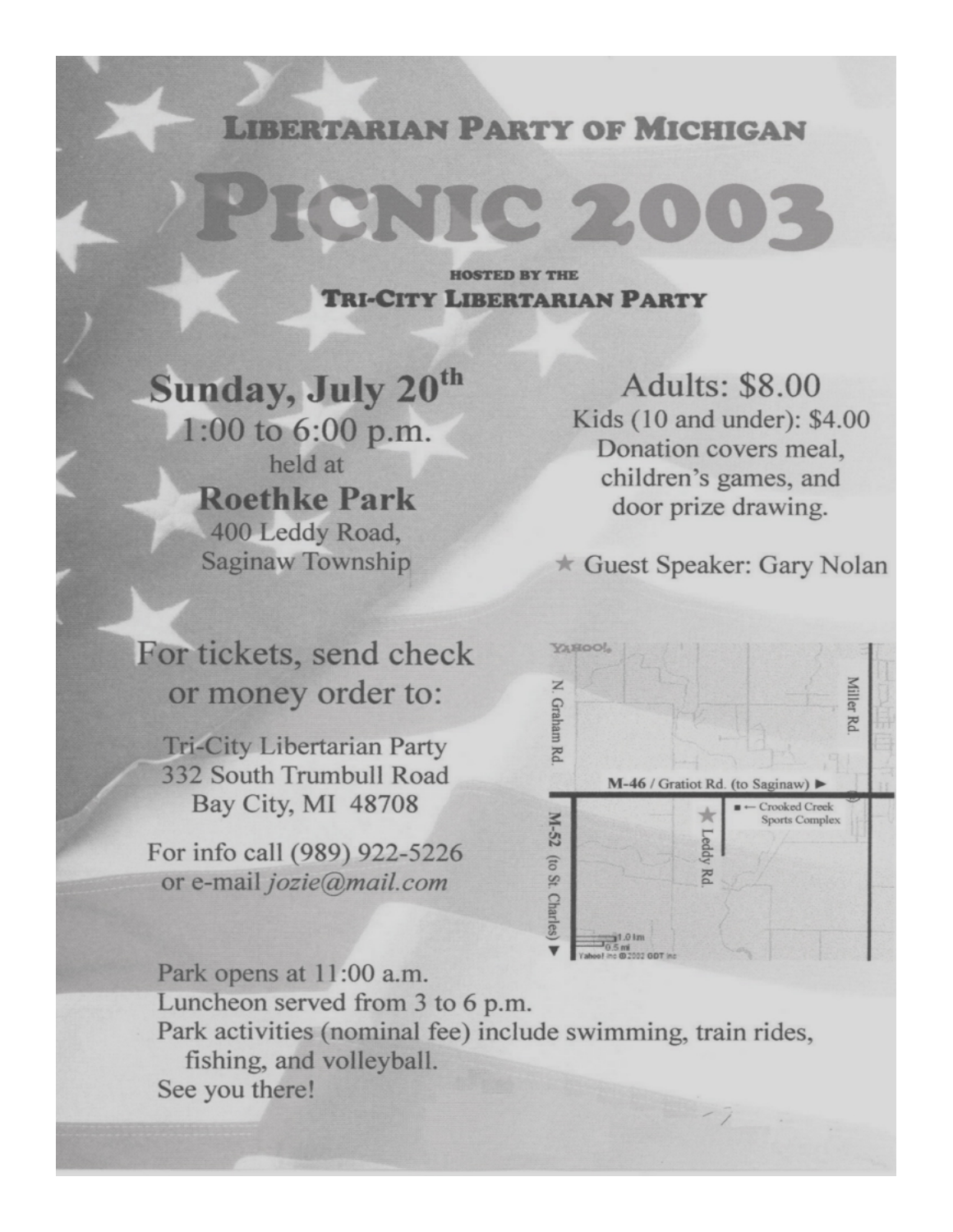## Libertarian Party of Michigan

# Picnic 2003

Hosted by the

### Tri-City Libertarian Party

**Sunday, July 20th**
1:00 to 6:00 p.m.
held at
**Roethke Park**
400 Leddy Road,
Saginaw Township

Adults: $8.00
Kids (10 and under): $4.00
Donation covers meal, children's games, and door prize drawing.

★ Guest Speaker: Gary Nolan

For tickets, send check or money order to:

Tri-City Libertarian Party
332 South Trumbull Road
Bay City, MI 48708

For info call (989) 922-5226
or e-mail *jozie@mail.com*

Park opens at 11:00 a.m.
Luncheon served from 3 to 6 p.m.
Park activities (nominal fee) include swimming, train rides, fishing, and volleyball.
See you there!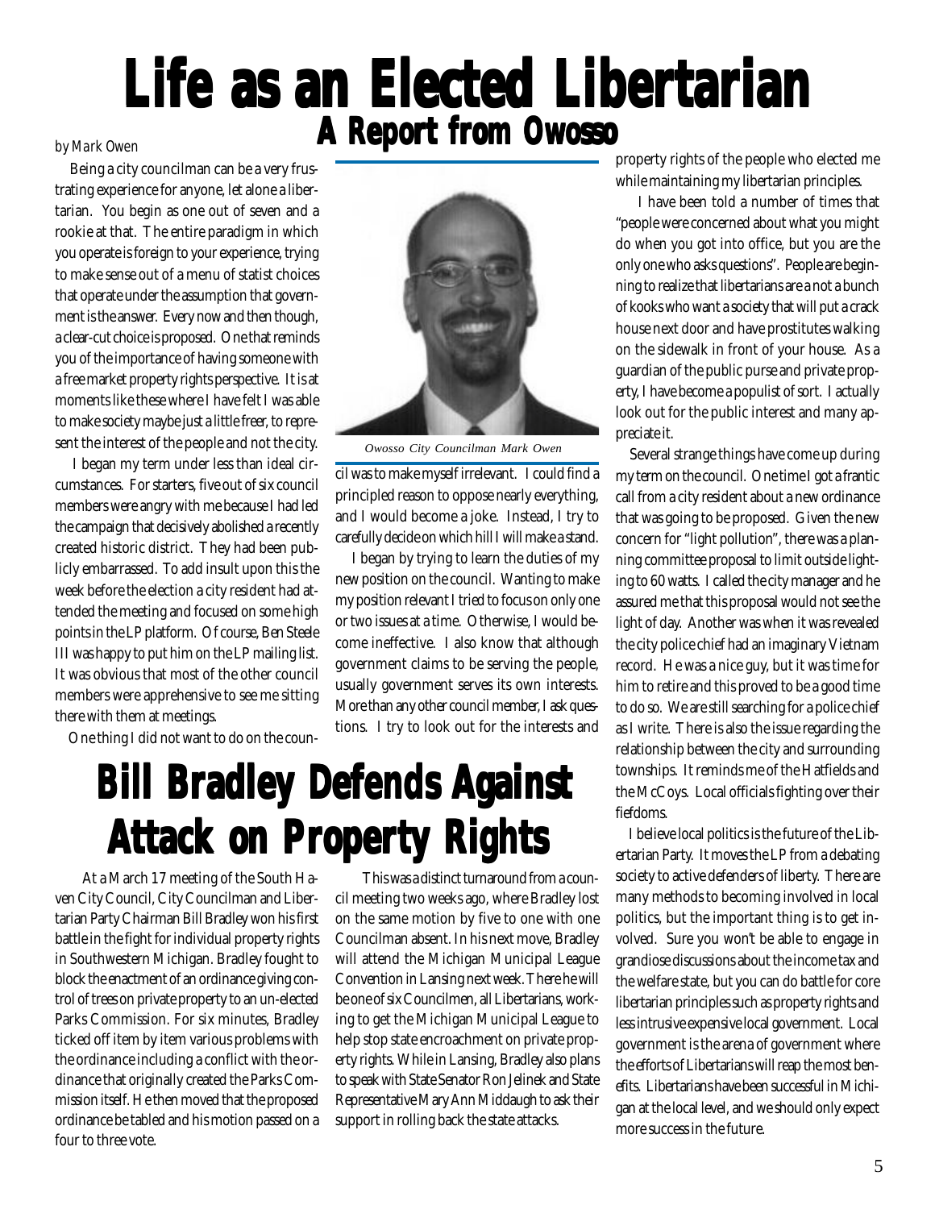# Life as an Elected Libertarian

## A Report from Owosso

*by Mark Owen*

Being a city councilman can be a very frustrating experience for anyone, let alone a libertarian. You begin as one out of seven and a rookie at that. The entire paradigm in which you operate is foreign to your experience, trying to make sense out of a menu of statist choices that operate under the assumption that government is the answer. Every now and then though, a clear-cut choice is proposed. One that reminds you of the importance of having someone with a free market property rights perspective. It is at moments like these where I have felt I was able to make society maybe just a little freer, to represent the interest of the people and not the city.

I began my term under less than ideal circumstances. For starters, five out of six council members were angry with me because I had led the campaign that decisively abolished a recently created historic district. They had been publicly embarrassed. To add insult upon this the week before the election a city resident had attended the meeting and focused on some high points in the LP platform. Of course, Ben Steele III was happy to put him on the LP mailing list. It was obvious that most of the other council members were apprehensive to see me sitting there with them at meetings.

One thing I did not want to do on the council was to make myself irrelevant. I could find a principled reason to oppose nearly everything, and I would become a joke. Instead, I try to carefully decide on which hill I will make a stand.

*Owosso City Councilman Mark Owen*

I began by trying to learn the duties of my new position on the council. Wanting to make my position relevant I tried to focus on only one or two issues at a time. Otherwise, I would become ineffective. I also know that although government claims to be serving the people, usually government serves its own interests. More than any other council member, I ask questions. I try to look out for the interests and property rights of the people who elected me while maintaining my libertarian principles.

I have been told a number of times that "people were concerned about what you might do when you got into office, but you are the only one who asks questions". People are beginning to realize that libertarians are a not a bunch of kooks who want a society that will put a crack house next door and have prostitutes walking on the sidewalk in front of your house. As a guardian of the public purse and private property, I have become a populist of sort. I actually look out for the public interest and many appreciate it.

Several strange things have come up during my term on the council. One time I got a frantic call from a city resident about a new ordinance that was going to be proposed. Given the new concern for "light pollution", there was a planning committee proposal to limit outside lighting to 60 watts. I called the city manager and he assured me that this proposal would not see the light of day. Another was when it was revealed the city police chief had an imaginary Vietnam record. He was a nice guy, but it was time for him to retire and this proved to be a good time to do so. We are still searching for a police chief as I write. There is also the issue regarding the relationship between the city and surrounding townships. It reminds me of the Hatfields and the McCoys. Local officials fighting over their fiefdoms.

I believe local politics is the future of the Libertarian Party. It moves the LP from a debating society to active defenders of liberty. There are many methods to becoming involved in local politics, but the important thing is to get involved. Sure you won't be able to engage in grandiose discussions about the income tax and the welfare state, but you can do battle for core libertarian principles such as property rights and less intrusive expensive local government. Local government is the arena of government where the efforts of Libertarians will reap the most benefits. Libertarians have been successful in Michigan at the local level, and we should only expect more success in the future.

# Bill Bradley Defends Against Attack on Property Rights

At a March 17 meeting of the South Haven City Council, City Councilman and Libertarian Party Chairman Bill Bradley won his first battle in the fight for individual property rights in Southwestern Michigan. Bradley fought to block the enactment of an ordinance giving control of trees on private property to an un-elected Parks Commission. For six minutes, Bradley ticked off item by item various problems with the ordinance including a conflict with the ordinance that originally created the Parks Commission itself. He then moved that the proposed ordinance be tabled and his motion passed on a four to three vote.

This was a distinct turnaround from a council meeting two weeks ago, where Bradley lost on the same motion by five to one with one Councilman absent. In his next move, Bradley will attend the Michigan Municipal League Convention in Lansing next week. There he will be one of six Councilmen, all Libertarians, working to get the Michigan Municipal League to help stop state encroachment on private property rights. While in Lansing, Bradley also plans to speak with State Senator Ron Jelinek and State Representative Mary Ann Middaugh to ask their support in rolling back the state attacks.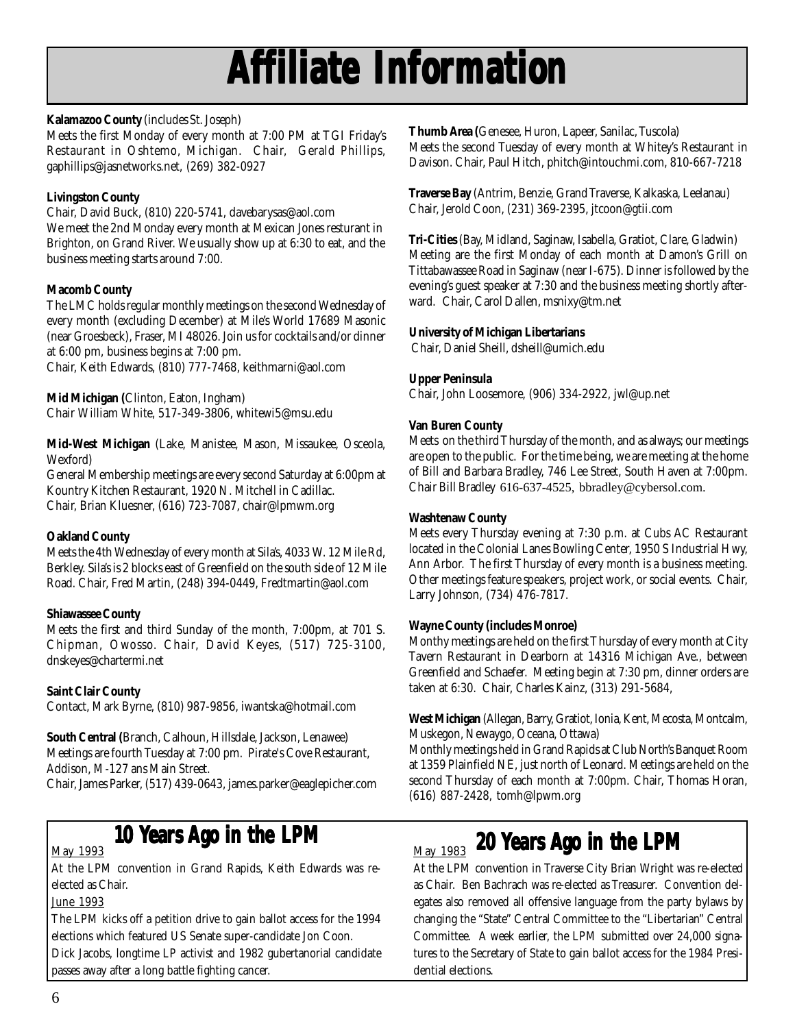# Affiliate Information

**Kalamazoo County** (includes St. Joseph)
Meets the first Monday of every month at 7:00 PM at TGI Friday's Restaurant in Oshtemo, Michigan. Chair, Gerald Phillips, gaphillips@jasnetworks.net, (269) 382-0927

**Livingston County**
Chair, David Buck, (810) 220-5741, davebarysas@aol.com
We meet the 2nd Monday every month at Mexican Jones resturant in Brighton, on Grand River. We usually show up at 6:30 to eat, and the business meeting starts around 7:00.

**Macomb County**
The LMC holds regular monthly meetings on the second Wednesday of every month (excluding December) at Mile's World 17689 Masonic (near Groesbeck), Fraser, MI 48026. Join us for cocktails and/or dinner at 6:00 pm, business begins at 7:00 pm.
Chair, Keith Edwards, (810) 777-7468, keithmarni@aol.com

**Mid Michigan (**Clinton, Eaton, Ingham)
Chair William White, 517-349-3806, whitewi5@msu.edu

**Mid-West Michigan** (Lake, Manistee, Mason, Missaukee, Osceola, Wexford)
General Membership meetings are every second Saturday at 6:00pm at Kountry Kitchen Restaurant, 1920 N. Mitchell in Cadillac.
Chair, Brian Kluesner, (616) 723-7087, chair@lpmwm.org

**Oakland County**
Meets the 4th Wednesday of every month at Sila's, 4033 W. 12 Mile Rd, Berkley. Sila's is 2 blocks east of Greenfield on the south side of 12 Mile Road. Chair, Fred Martin, (248) 394-0449, Fredtmartin@aol.com

**Shiawassee County**
Meets the first and third Sunday of the month, 7:00pm, at 701 S. Chipman, Owosso. Chair, David Keyes, (517) 725-3100, dnskeyes@chartermi.net

**Saint Clair County**
Contact, Mark Byrne, (810) 987-9856, iwantska@hotmail.com

**South Central (**Branch, Calhoun, Hillsdale, Jackson, Lenawee)
Meetings are fourth Tuesday at 7:00 pm. Pirate's Cove Restaurant, Addison, M-127 ans Main Street.
Chair, James Parker, (517) 439-0643, james.parker@eaglepicher.com

**Thumb Area (**Genesee, Huron, Lapeer, Sanilac, Tuscola)
Meets the second Tuesday of every month at Whitey's Restaurant in Davison. Chair, Paul Hitch, phitch@intouchmi.com, 810-667-7218

**Traverse Bay** (Antrim, Benzie, Grand Traverse, Kalkaska, Leelanau)
Chair, Jerold Coon, (231) 369-2395, jtcoon@gtii.com

**Tri-Cities** (Bay, Midland, Saginaw, Isabella, Gratiot, Clare, Gladwin)
Meeting are the first Monday of each month at Damon's Grill on Tittabawassee Road in Saginaw (near I-675). Dinner is followed by the evening's guest speaker at 7:30 and the business meeting shortly afterward. Chair, Carol Dallen, msnixy@tm.net

**University of Michigan Libertarians**
Chair, Daniel Sheill, dsheill@umich.edu

**Upper Peninsula**
Chair, John Loosemore, (906) 334-2922, jwl@up.net

**Van Buren County**
Meets on the third Thursday of the month, and as always; our meetings are open to the public. For the time being, we are meeting at the home of Bill and Barbara Bradley, 746 Lee Street, South Haven at 7:00pm. Chair Bill Bradley 616-637-4525, bbradley@cybersol.com.

**Washtenaw County**
Meets every Thursday evening at 7:30 p.m. at Cubs AC Restaurant located in the Colonial Lanes Bowling Center, 1950 S Industrial Hwy, Ann Arbor. The first Thursday of every month is a business meeting. Other meetings feature speakers, project work, or social events. Chair, Larry Johnson, (734) 476-7817.

**Wayne County (includes Monroe)**
Monthy meetings are held on the first Thursday of every month at City Tavern Restaurant in Dearborn at 14316 Michigan Ave., between Greenfield and Schaefer. Meeting begin at 7:30 pm, dinner orders are taken at 6:30. Chair, Charles Kainz, (313) 291-5684,

**West Michigan** (Allegan, Barry, Gratiot, Ionia, Kent, Mecosta, Montcalm, Muskegon, Newaygo, Oceana, Ottawa)
Monthly meetings held in Grand Rapids at Club North's Banquet Room at 1359 Plainfield NE, just north of Leonard. Meetings are held on the second Thursday of each month at 7:00pm. Chair, Thomas Horan, (616) 887-2428, tomh@lpwm.org

## 10 Years Ago in the LPM

May 1993

At the LPM convention in Grand Rapids, Keith Edwards was re-elected as Chair.

June 1993

The LPM kicks off a petition drive to gain ballot access for the 1994 elections which featured US Senate super-candidate Jon Coon.
Dick Jacobs, longtime LP activist and 1982 gubertanorial candidate passes away after a long battle fighting cancer.

## 20 Years Ago in the LPM

May 1983

At the LPM convention in Traverse City Brian Wright was re-elected as Chair. Ben Bachrach was re-elected as Treasurer. Convention delegates also removed all offensive language from the party bylaws by changing the "State" Central Committee to the "Libertarian" Central Committee. A week earlier, the LPM submitted over 24,000 signatures to the Secretary of State to gain ballot access for the 1984 Presidential elections.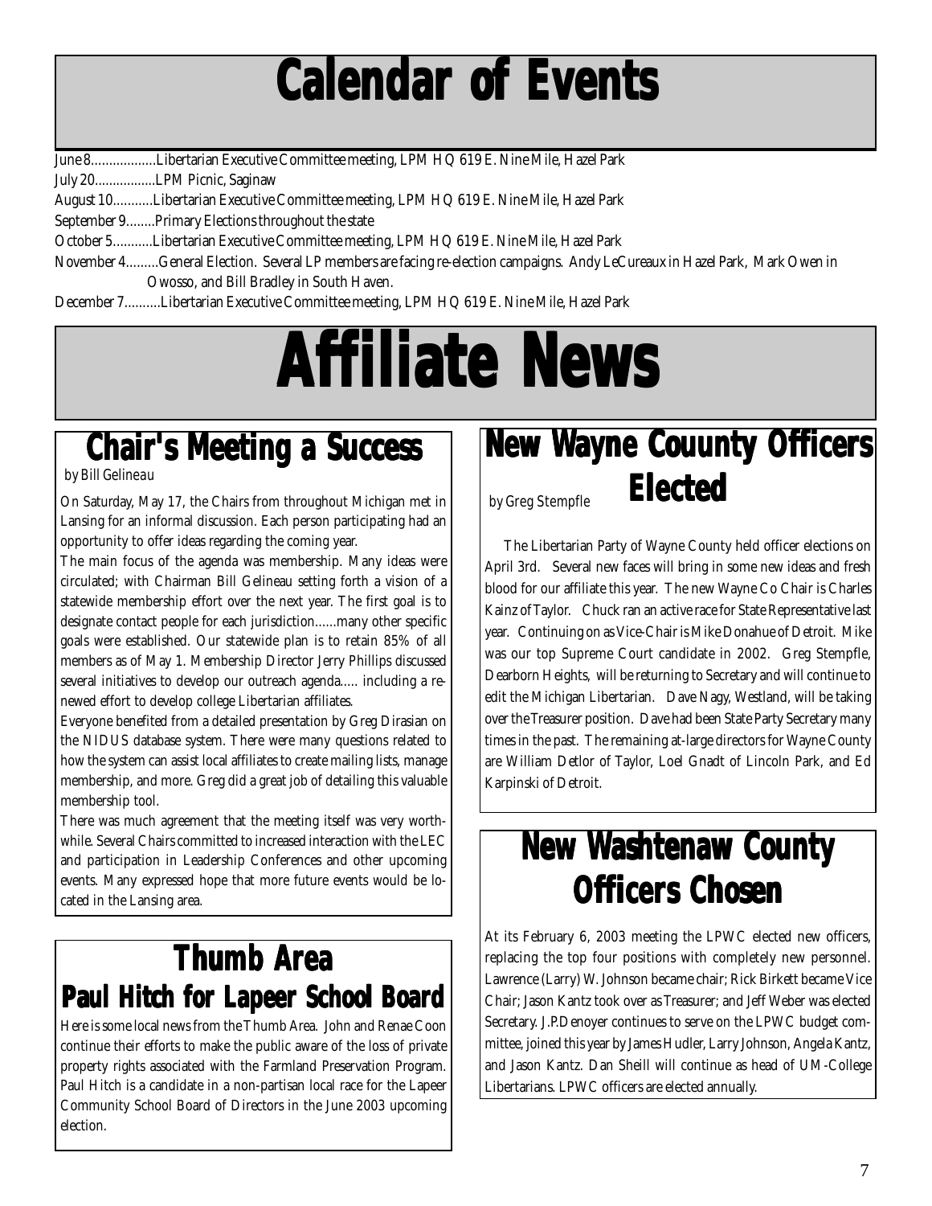# Calendar of Events

June 8..................Libertarian Executive Committee meeting, LPM HQ 619 E. Nine Mile, Hazel Park

July 20.................LPM Picnic, Saginaw

August 10...........Libertarian Executive Committee meeting, LPM HQ 619 E. Nine Mile, Hazel Park

September 9........Primary Elections throughout the state

October 5...........Libertarian Executive Committee meeting, LPM HQ 619 E. Nine Mile, Hazel Park

November 4.........General Election. Several LP members are facing re-election campaigns. Andy LeCureaux in Hazel Park, Mark Owen in Owosso, and Bill Bradley in South Haven.

December 7..........Libertarian Executive Committee meeting, LPM HQ 619 E. Nine Mile, Hazel Park

# Affiliate News

## Chair's Meeting a Success

*by Bill Gelineau*

On Saturday, May 17, the Chairs from throughout Michigan met in Lansing for an informal discussion. Each person participating had an opportunity to offer ideas regarding the coming year.

The main focus of the agenda was membership. Many ideas were circulated; with Chairman Bill Gelineau setting forth a vision of a statewide membership effort over the next year. The first goal is to designate contact people for each jurisdiction......many other specific goals were established. Our statewide plan is to retain 85% of all members as of May 1. Membership Director Jerry Phillips discussed several initiatives to develop our outreach agenda..... including a renewed effort to develop college Libertarian affiliates.

Everyone benefited from a detailed presentation by Greg Dirasian on the NIDUS database system. There were many questions related to how the system can assist local affiliates to create mailing lists, manage membership, and more. Greg did a great job of detailing this valuable membership tool.

There was much agreement that the meeting itself was very worthwhile. Several Chairs committed to increased interaction with the LEC and participation in Leadership Conferences and other upcoming events. Many expressed hope that more future events would be located in the Lansing area.

## Thumb Area
### Paul Hitch for Lapeer School Board

Here is some local news from the Thumb Area. John and Renae Coon continue their efforts to make the public aware of the loss of private property rights associated with the Farmland Preservation Program. Paul Hitch is a candidate in a non-partisan local race for the Lapeer Community School Board of Directors in the June 2003 upcoming election.

## New Wayne Couunty Officers Elected

*by Greg Stempfle*

The Libertarian Party of Wayne County held officer elections on April 3rd. Several new faces will bring in some new ideas and fresh blood for our affiliate this year. The new Wayne Co Chair is Charles Kainz of Taylor. Chuck ran an active race for State Representative last year. Continuing on as Vice-Chair is Mike Donahue of Detroit. Mike was our top Supreme Court candidate in 2002. Greg Stempfle, Dearborn Heights, will be returning to Secretary and will continue to edit the Michigan Libertarian. Dave Nagy, Westland, will be taking over the Treasurer position. Dave had been State Party Secretary many times in the past. The remaining at-large directors for Wayne County are William Detlor of Taylor, Loel Gnadt of Lincoln Park, and Ed Karpinski of Detroit.

## New Washtenaw County Officers Chosen

At its February 6, 2003 meeting the LPWC elected new officers, replacing the top four positions with completely new personnel. Lawrence (Larry) W. Johnson became chair; Rick Birkett became Vice Chair; Jason Kantz took over as Treasurer; and Jeff Weber was elected Secretary. J.P. Denoyer continues to serve on the LPWC budget committee, joined this year by James Hudler, Larry Johnson, Angela Kantz, and Jason Kantz. Dan Sheill will continue as head of UM-College Libertarians. LPWC officers are elected annually.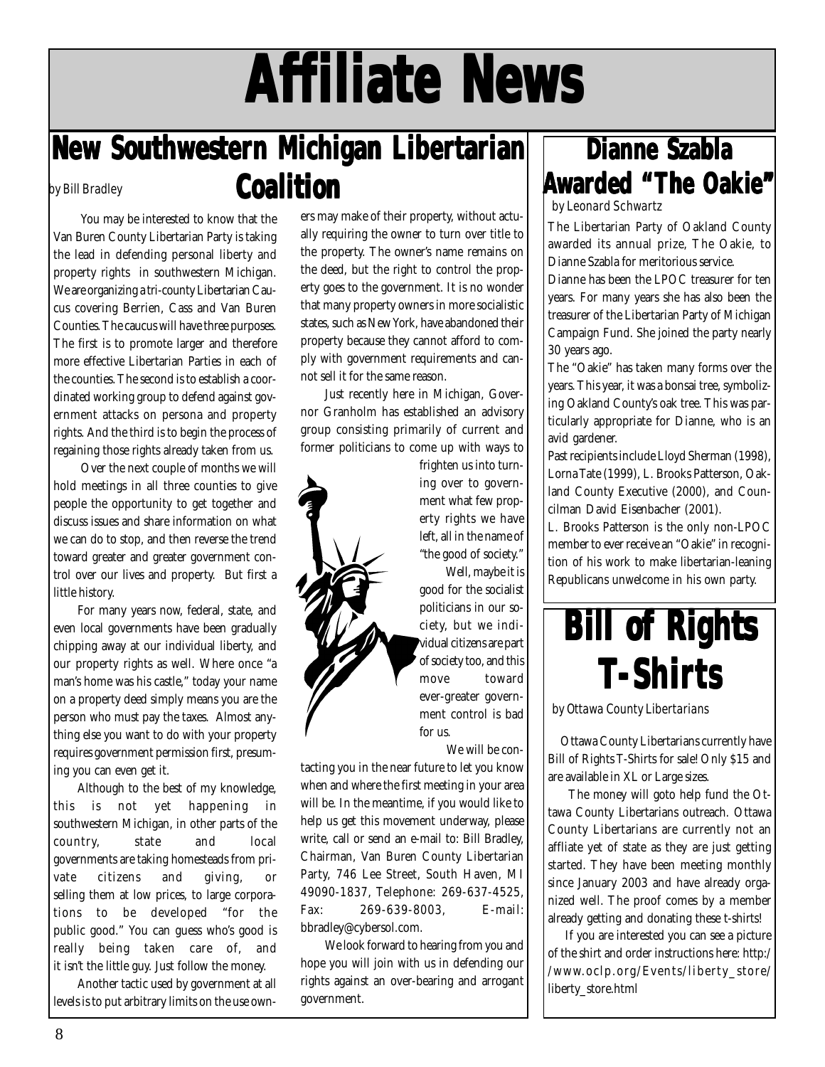# Affiliate News

## New Southwestern Michigan Libertarian Coalition

*by Bill Bradley*

You may be interested to know that the Van Buren County Libertarian Party is taking the lead in defending personal liberty and property rights in southwestern Michigan. We are organizing a tri-county Libertarian Caucus covering Berrien, Cass and Van Buren Counties. The caucus will have three purposes. The first is to promote larger and therefore more effective Libertarian Parties in each of the counties. The second is to establish a coordinated working group to defend against government attacks on persona and property rights. And the third is to begin the process of regaining those rights already taken from us.

Over the next couple of months we will hold meetings in all three counties to give people the opportunity to get together and discuss issues and share information on what we can do to stop, and then reverse the trend toward greater and greater government control over our lives and property. But first a little history.

For many years now, federal, state, and even local governments have been gradually chipping away at our individual liberty, and our property rights as well. Where once "a man's home was his castle," today your name on a property deed simply means you are the person who must pay the taxes. Almost anything else you want to do with your property requires government permission first, presuming you can even get it.

Although to the best of my knowledge, this is not yet happening in southwestern Michigan, in other parts of the country, state and local governments are taking homesteads from private citizens and giving, or selling them at low prices, to large corporations to be developed "for the public good." You can guess who's good is really being taken care of, and it isn't the little guy. Just follow the money.

Another tactic used by government at all levels is to put arbitrary limits on the use owners may make of their property, without actually requiring the owner to turn over title to the property. The owner's name remains on the deed, but the right to control the property goes to the government. It is no wonder that many property owners in more socialistic states, such as New York, have abandoned their property because they cannot afford to comply with government requirements and cannot sell it for the same reason.

Just recently here in Michigan, Governor Granholm has established an advisory group consisting primarily of current and former politicians to come up with ways to frighten us into turning over to government what few property rights we have left, all in the name of "the good of society."

Well, maybe it is good for the socialist politicians in our society, but we individual citizens are part of society too, and this move toward ever-greater government control is bad for us.

We will be contacting you in the near future to let you know when and where the first meeting in your area will be. In the meantime, if you would like to help us get this movement underway, please write, call or send an e-mail to: Bill Bradley, Chairman, Van Buren County Libertarian Party, 746 Lee Street, South Haven, MI 49090-1837, Telephone: 269-637-4525, Fax: 269-639-8003, E-mail: bbradley@cybersol.com.

We look forward to hearing from you and hope you will join with us in defending our rights against an over-bearing and arrogant government.

## Dianne Szabla Awarded "The Oakie"

*by Leonard Schwartz*

The Libertarian Party of Oakland County awarded its annual prize, The Oakie, to Dianne Szabla for meritorious service.

Dianne has been the LPOC treasurer for ten years. For many years she has also been the treasurer of the Libertarian Party of Michigan Campaign Fund. She joined the party nearly 30 years ago.

The "Oakie" has taken many forms over the years. This year, it was a bonsai tree, symbolizing Oakland County's oak tree. This was particularly appropriate for Dianne, who is an avid gardener.

Past recipients include Lloyd Sherman (1998), Lorna Tate (1999), L. Brooks Patterson, Oakland County Executive (2000), and Councilman David Eisenbacher (2001).

L. Brooks Patterson is the only non-LPOC member to ever receive an "Oakie" in recognition of his work to make libertarian-leaning Republicans unwelcome in his own party.

## Bill of Rights T-Shirts

*by Ottawa County Libertarians*

Ottawa County Libertarians currently have Bill of Rights T-Shirts for sale! Only $15 and are available in XL or Large sizes.

The money will goto help fund the Ottawa County Libertarians outreach. Ottawa County Libertarians are currently not an affliate yet of state as they are just getting started. They have been meeting monthly since January 2003 and have already organized well. The proof comes by a member already getting and donating these t-shirts!

If you are interested you can see a picture of the shirt and order instructions here: http://www.oclp.org/Events/liberty_store/liberty_store.html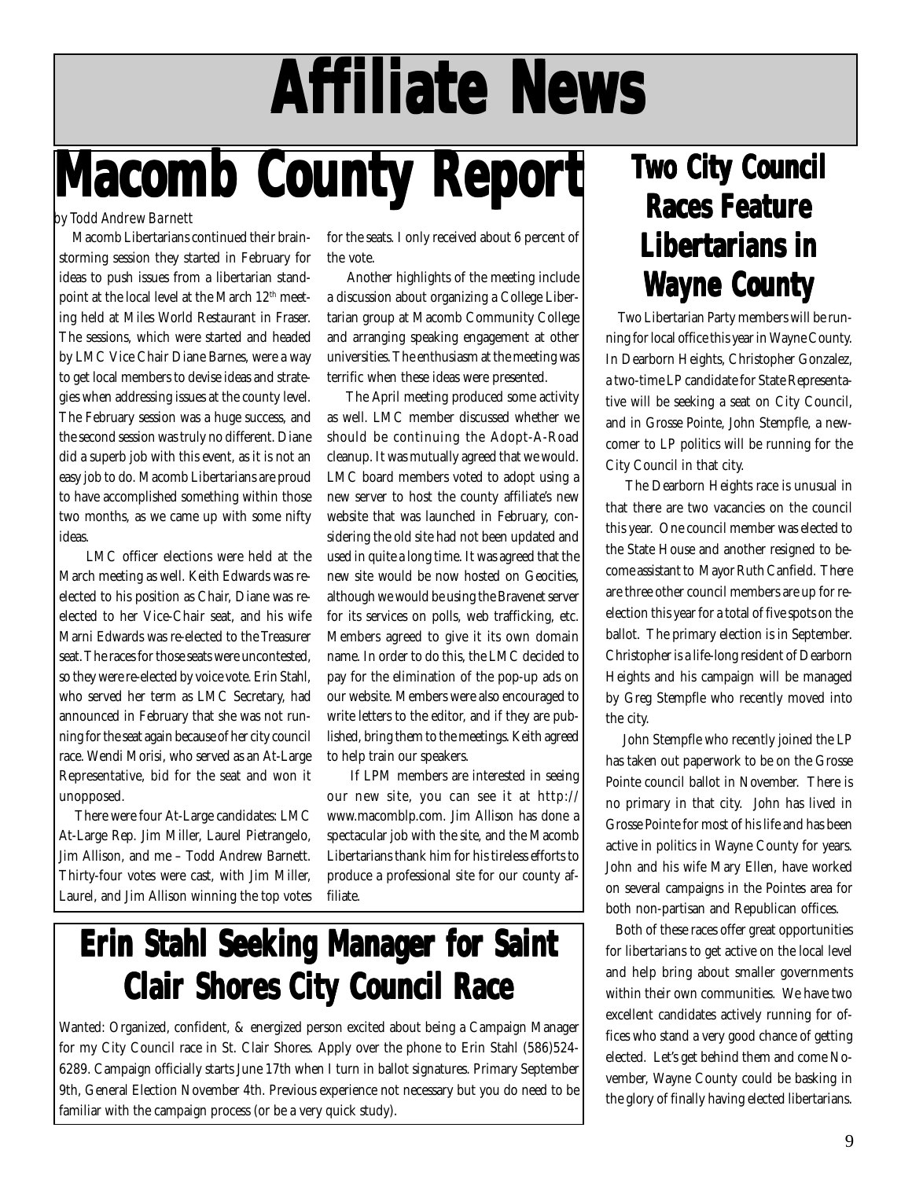# Affiliate News

## Macomb County Report

*by Todd Andrew Barnett*

Macomb Libertarians continued their brainstorming session they started in February for ideas to push issues from a libertarian standpoint at the local level at the March 12th meeting held at Miles World Restaurant in Fraser. The sessions, which were started and headed by LMC Vice Chair Diane Barnes, were a way to get local members to devise ideas and strategies when addressing issues at the county level. The February session was a huge success, and the second session was truly no different. Diane did a superb job with this event, as it is not an easy job to do. Macomb Libertarians are proud to have accomplished something within those two months, as we came up with some nifty ideas.

LMC officer elections were held at the March meeting as well. Keith Edwards was re-elected to his position as Chair, Diane was re-elected to her Vice-Chair seat, and his wife Marni Edwards was re-elected to the Treasurer seat. The races for those seats were uncontested, so they were re-elected by voice vote. Erin Stahl, who served her term as LMC Secretary, had announced in February that she was not running for the seat again because of her city council race. Wendi Morisi, who served as an At-Large Representative, bid for the seat and won it unopposed.

There were four At-Large candidates: LMC At-Large Rep. Jim Miller, Laurel Pietrangelo, Jim Allison, and me – Todd Andrew Barnett. Thirty-four votes were cast, with Jim Miller, Laurel, and Jim Allison winning the top votes for the seats. I only received about 6 percent of the vote.

Another highlights of the meeting include a discussion about organizing a College Libertarian group at Macomb Community College and arranging speaking engagement at other universities. The enthusiasm at the meeting was terrific when these ideas were presented.

The April meeting produced some activity as well. LMC member discussed whether we should be continuing the Adopt-A-Road cleanup. It was mutually agreed that we would. LMC board members voted to adopt using a new server to host the county affiliate's new website that was launched in February, considering the old site had not been updated and used in quite a long time. It was agreed that the new site would be now hosted on Geocities, although we would be using the Bravenet server for its services on polls, web trafficking, etc. Members agreed to give it its own domain name. In order to do this, the LMC decided to pay for the elimination of the pop-up ads on our website. Members were also encouraged to write letters to the editor, and if they are published, bring them to the meetings. Keith agreed to help train our speakers.

If LPM members are interested in seeing our new site, you can see it at http://www.macomblp.com. Jim Allison has done a spectacular job with the site, and the Macomb Libertarians thank him for his tireless efforts to produce a professional site for our county affiliate.

## Erin Stahl Seeking Manager for Saint Clair Shores City Council Race

Wanted: Organized, confident, & energized person excited about being a Campaign Manager for my City Council race in St. Clair Shores. Apply over the phone to Erin Stahl (586)524-6289. Campaign officially starts June 17th when I turn in ballot signatures. Primary September 9th, General Election November 4th. Previous experience not necessary but you do need to be familiar with the campaign process (or be a very quick study).

## Two City Council Races Feature Libertarians in Wayne County

Two Libertarian Party members will be running for local office this year in Wayne County. In Dearborn Heights, Christopher Gonzalez, a two-time LP candidate for State Representative will be seeking a seat on City Council, and in Grosse Pointe, John Stempfle, a newcomer to LP politics will be running for the City Council in that city.

The Dearborn Heights race is unusual in that there are two vacancies on the council this year. One council member was elected to the State House and another resigned to become assistant to Mayor Ruth Canfield. There are three other council members are up for re-election this year for a total of five spots on the ballot. The primary election is in September. Christopher is a life-long resident of Dearborn Heights and his campaign will be managed by Greg Stempfle who recently moved into the city.

John Stempfle who recently joined the LP has taken out paperwork to be on the Grosse Pointe council ballot in November. There is no primary in that city. John has lived in Grosse Pointe for most of his life and has been active in politics in Wayne County for years. John and his wife Mary Ellen, have worked on several campaigns in the Pointes area for both non-partisan and Republican offices.

Both of these races offer great opportunities for libertarians to get active on the local level and help bring about smaller governments within their own communities. We have two excellent candidates actively running for offices who stand a very good chance of getting elected. Let's get behind them and come November, Wayne County could be basking in the glory of finally having elected libertarians.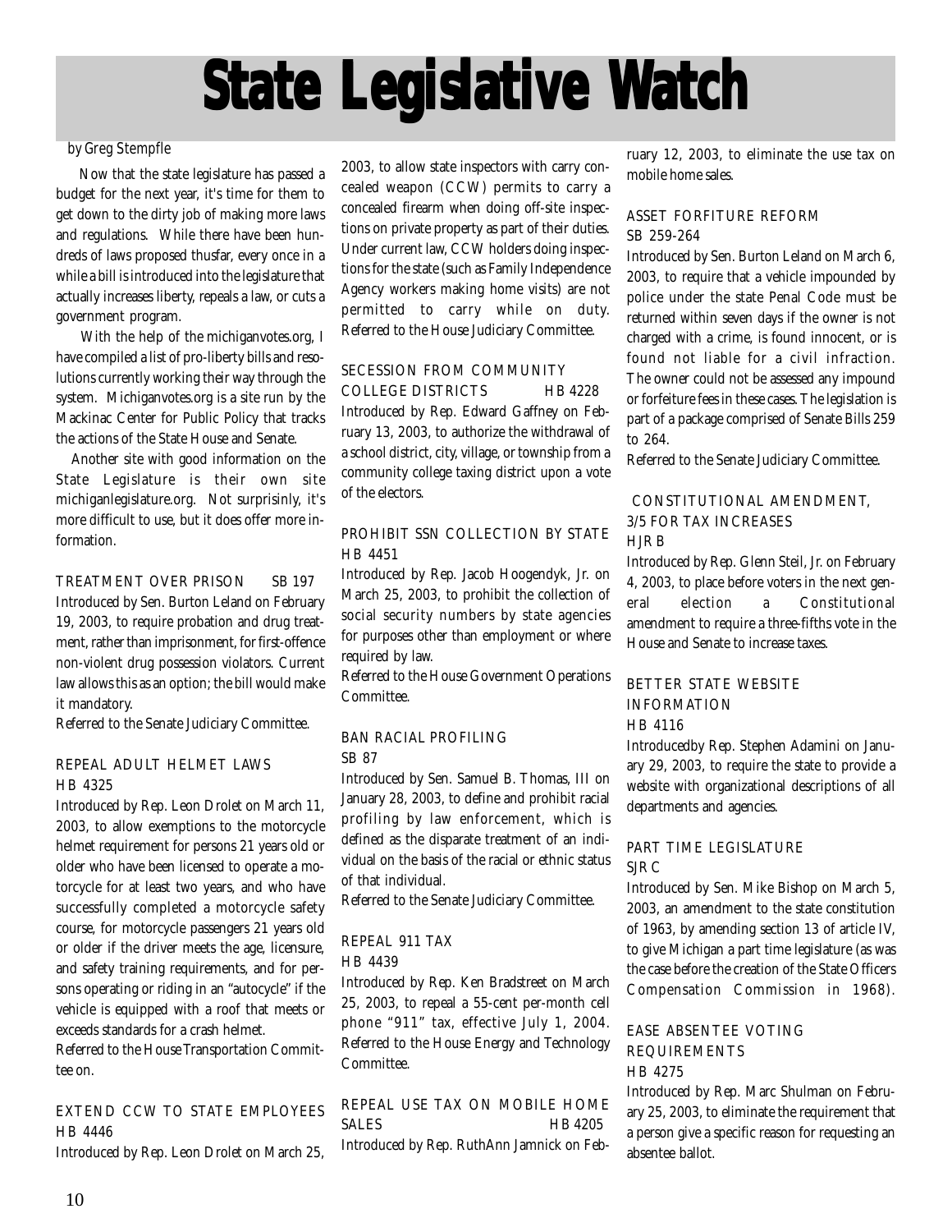# State Legislative Watch

by Greg Stempfle

Now that the state legislature has passed a budget for the next year, it's time for them to get down to the dirty job of making more laws and regulations. While there have been hundreds of laws proposed thusfar, every once in a while a bill is introduced into the legislature that actually increases liberty, repeals a law, or cuts a government program.

With the help of the michiganvotes.org, I have compiled a list of pro-liberty bills and resolutions currently working their way through the system. Michiganvotes.org is a site run by the Mackinac Center for Public Policy that tracks the actions of the State House and Senate.

Another site with good information on the State Legislature is their own site michiganlegislature.org. Not surprisinly, it's more difficult to use, but it does offer more information.

### TREATMENT OVER PRISON SB 197

Introduced by Sen. Burton Leland on February 19, 2003, to require probation and drug treatment, rather than imprisonment, for first-offence non-violent drug possession violators. Current law allows this as an option; the bill would make it mandatory.

Referred to the Senate Judiciary Committee.

### REPEAL ADULT HELMET LAWS HB 4325

Introduced by Rep. Leon Drolet on March 11, 2003, to allow exemptions to the motorcycle helmet requirement for persons 21 years old or older who have been licensed to operate a motorcycle for at least two years, and who have successfully completed a motorcycle safety course, for motorcycle passengers 21 years old or older if the driver meets the age, licensure, and safety training requirements, and for persons operating or riding in an "autocycle" if the vehicle is equipped with a roof that meets or exceeds standards for a crash helmet.

Referred to the House Transportation Committee on.

### EXTEND CCW TO STATE EMPLOYEES HB 4446

Introduced by Rep. Leon Drolet on March 25, 2003, to allow state inspectors with carry concealed weapon (CCW) permits to carry a concealed firearm when doing off-site inspections on private property as part of their duties. Under current law, CCW holders doing inspections for the state (such as Family Independence Agency workers making home visits) are not permitted to carry while on duty. Referred to the House Judiciary Committee.

### SECESSION FROM COMMUNITY COLLEGE DISTRICTS HB 4228

Introduced by Rep. Edward Gaffney on February 13, 2003, to authorize the withdrawal of a school district, city, village, or township from a community college taxing district upon a vote of the electors.

### PROHIBIT SSN COLLECTION BY STATE HB 4451

Introduced by Rep. Jacob Hoogendyk, Jr. on March 25, 2003, to prohibit the collection of social security numbers by state agencies for purposes other than employment or where required by law.

Referred to the House Government Operations Committee.

### BAN RACIAL PROFILING SB 87

Introduced by Sen. Samuel B. Thomas, III on January 28, 2003, to define and prohibit racial profiling by law enforcement, which is defined as the disparate treatment of an individual on the basis of the racial or ethnic status of that individual.

Referred to the Senate Judiciary Committee.

### REPEAL 911 TAX HB 4439

Introduced by Rep. Ken Bradstreet on March 25, 2003, to repeal a 55-cent per-month cell phone "911" tax, effective July 1, 2004. Referred to the House Energy and Technology Committee.

### REPEAL USE TAX ON MOBILE HOME SALES HB 4205

Introduced by Rep. RuthAnn Jamnick on February 12, 2003, to eliminate the use tax on mobile home sales.

### ASSET FORFITURE REFORM SB 259-264

Introduced by Sen. Burton Leland on March 6, 2003, to require that a vehicle impounded by police under the state Penal Code must be returned within seven days if the owner is not charged with a crime, is found innocent, or is found not liable for a civil infraction. The owner could not be assessed any impound or forfeiture fees in these cases. The legislation is part of a package comprised of Senate Bills 259 to 264.

Referred to the Senate Judiciary Committee.

### CONSTITUTIONAL AMENDMENT, 3/5 FOR TAX INCREASES HJR B

Introduced by Rep. Glenn Steil, Jr. on February 4, 2003, to place before voters in the next general election a Constitutional amendment to require a three-fifths vote in the House and Senate to increase taxes.

### BETTER STATE WEBSITE INFORMATION HB 4116

Introducedby Rep. Stephen Adamini on January 29, 2003, to require the state to provide a website with organizational descriptions of all departments and agencies.

### PART TIME LEGISLATURE SJR C

Introduced by Sen. Mike Bishop on March 5, 2003, an amendment to the state constitution of 1963, by amending section 13 of article IV, to give Michigan a part time legislature (as was the case before the creation of the State Officers Compensation Commission in 1968).

### EASE ABSENTEE VOTING REQUIREMENTS HB 4275

Introduced by Rep. Marc Shulman on February 25, 2003, to eliminate the requirement that a person give a specific reason for requesting an absentee ballot.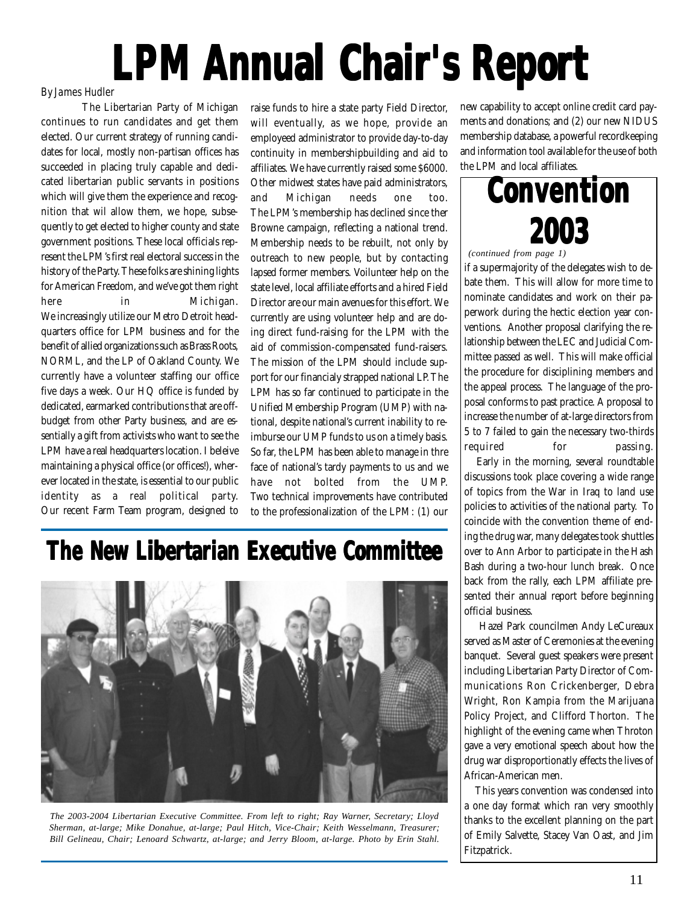# LPM Annual Chair's Report

*By James Hudler*

The Libertarian Party of Michigan continues to run candidates and get them elected. Our current strategy of running candidates for local, mostly non-partisan offices has succeeded in placing truly capable and dedicated libertarian public servants in positions which will give them the experience and recognition that wil allow them, we hope, subsequently to get elected to higher county and state government positions. These local officials represent the LPM's first real electoral success in the history of the Party. These folks are shining lights for American Freedom, and we've got them right here in Michigan.

We increasingly utilize our Metro Detroit headquarters office for LPM business and for the benefit of allied organizations such as Brass Roots, NORML, and the LP of Oakland County. We currently have a volunteer staffing our office five days a week. Our HQ office is funded by dedicated, earmarked contributions that are off-budget from other Party business, and are essentially a gift from activists who want to see the LPM have a real headquarters location. I beleive maintaining a physical office (or offices!), wherever located in the state, is essential to our public identity as a real political party.

Our recent Farm Team program, designed to raise funds to hire a state party Field Director, will eventually, as we hope, provide an employeed administrator to provide day-to-day continuity in membershipbuilding and aid to affiliates. We have currently raised some $6000. Other midwest states have paid administrators, and Michigan needs one too.

The LPM's membership has declined since ther Browne campaign, reflecting a national trend. Membership needs to be rebuilt, not only by outreach to new people, but by contacting lapsed former members. Voilunteer help on the state level, local affiliate efforts and a hired Field Director are our main avenues for this effort. We currently are using volunteer help and are doing direct fund-raising for the LPM with the aid of commission-compensated fund-raisers.

The mission of the LPM should include support for our financialy strapped national LP. The LPM has so far continued to participate in the Unified Membership Program (UMP) with national, despite national's current inability to reimburse our UMP funds to us on a timely basis. So far, the LPM has been able to manage in thre face of national's tardy payments to us and we have not bolted from the UMP.

Two technical improvements have contributed to the professionalization of the LPM: (1) our new capability to accept online credit card payments and donations; and (2) our new NIDUS membership database, a powerful recordkeeping and information tool available for the use of both the LPM and local affiliates.

## The New Libertarian Executive Committee

*The 2003-2004 Libertarian Executive Committee. From left to right; Ray Warner, Secretary; Lloyd Sherman, at-large; Mike Donahue, at-large; Paul Hitch, Vice-Chair; Keith Wesselmann, Treasurer; Bill Gelineau, Chair; Lenoard Schwartz, at-large; and Jerry Bloom, at-large. Photo by Erin Stahl.*

## Convention 2003

*(continued from page 1)*

if a supermajority of the delegates wish to debate them. This will allow for more time to nominate candidates and work on their paperwork during the hectic election year conventions. Another proposal clarifying the relationship between the LEC and Judicial Committee passed as well. This will make official the procedure for disciplining members and the appeal process. The language of the proposal conforms to past practice. A proposal to increase the number of at-large directors from 5 to 7 failed to gain the necessary two-thirds required for passing.

Early in the morning, several roundtable discussions took place covering a wide range of topics from the War in Iraq to land use policies to activities of the national party. To coincide with the convention theme of ending the drug war, many delegates took shuttles over to Ann Arbor to participate in the Hash Bash during a two-hour lunch break. Once back from the rally, each LPM affiliate presented their annual report before beginning official business.

Hazel Park councilmen Andy LeCureaux served as Master of Ceremonies at the evening banquet. Several guest speakers were present including Libertarian Party Director of Communications Ron Crickenberger, Debra Wright, Ron Kampia from the Marijuana Policy Project, and Clifford Thorton. The highlight of the evening came when Throton gave a very emotional speech about how the drug war disproportionatly effects the lives of African-American men.

This years convention was condensed into a one day format which ran very smoothly thanks to the excellent planning on the part of Emily Salvette, Stacey Van Oast, and Jim Fitzpatrick.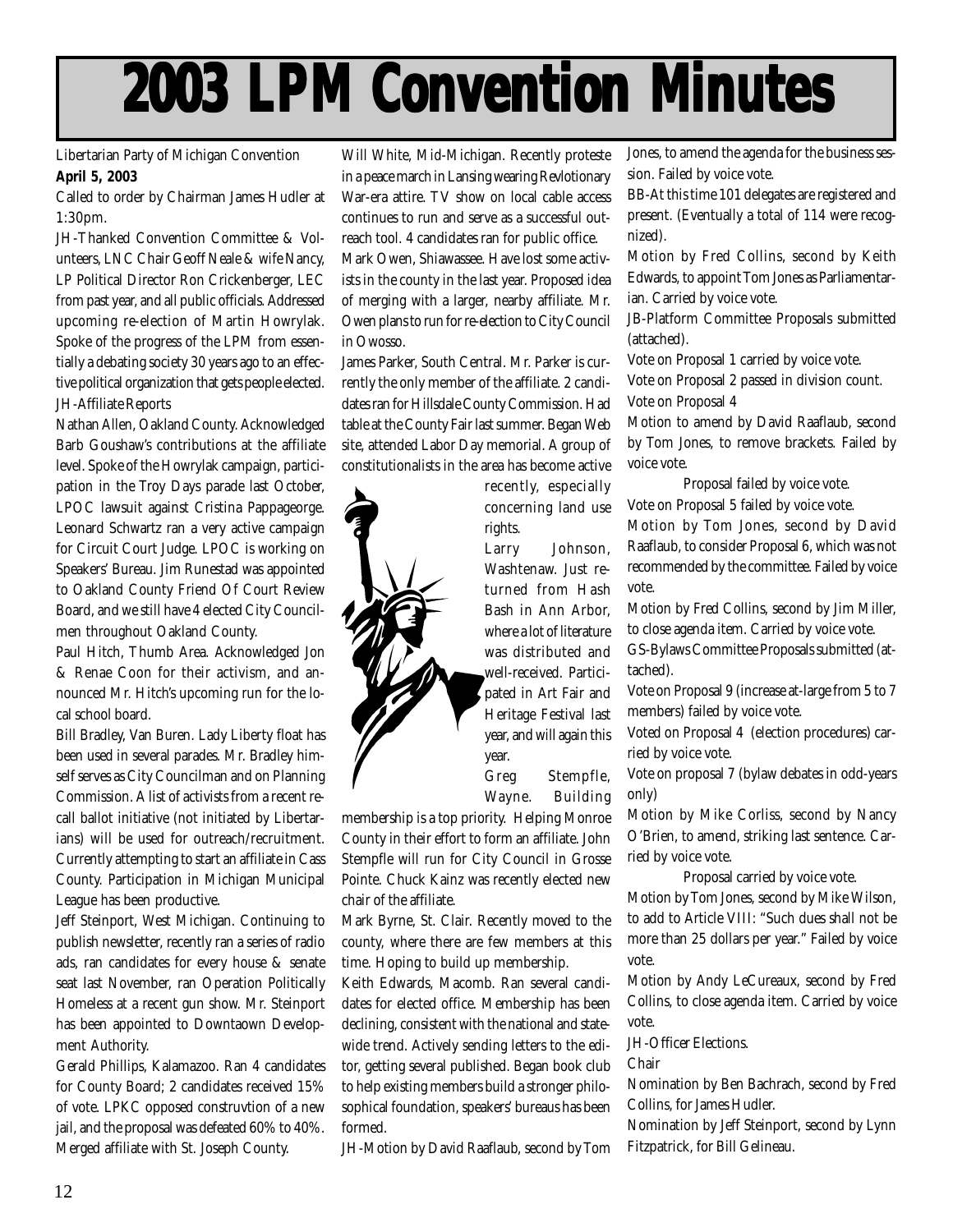# 2003 LPM Convention Minutes

Libertarian Party of Michigan Convention

**April 5, 2003**

Called to order by Chairman James Hudler at 1:30pm.

JH-Thanked Convention Committee & Volunteers, LNC Chair Geoff Neale & wife Nancy, LP Political Director Ron Crickenberger, LEC from past year, and all public officials. Addressed upcoming re-election of Martin Howrylak. Spoke of the progress of the LPM from essentially a debating society 30 years ago to an effective political organization that gets people elected.

JH-Affiliate Reports

Nathan Allen, Oakland County. Acknowledged Barb Goushaw's contributions at the affiliate level. Spoke of the Howrylak campaign, participation in the Troy Days parade last October, LPOC lawsuit against Cristina Pappageorge. Leonard Schwartz ran a very active campaign for Circuit Court Judge. LPOC is working on Speakers' Bureau. Jim Runestad was appointed to Oakland County Friend Of Court Review Board, and we still have 4 elected City Councilmen throughout Oakland County.

Paul Hitch, Thumb Area. Acknowledged Jon & Renae Coon for their activism, and announced Mr. Hitch's upcoming run for the local school board.

Bill Bradley, Van Buren. Lady Liberty float has been used in several parades. Mr. Bradley himself serves as City Councilman and on Planning Commission. A list of activists from a recent recall ballot initiative (not initiated by Libertarians) will be used for outreach/recruitment. Currently attempting to start an affiliate in Cass County. Participation in Michigan Municipal League has been productive.

Jeff Steinport, West Michigan. Continuing to publish newsletter, recently ran a series of radio ads, ran candidates for every house & senate seat last November, ran Operation Politically Homeless at a recent gun show. Mr. Steinport has been appointed to Downtaown Development Authority.

Gerald Phillips, Kalamazoo. Ran 4 candidates for County Board; 2 candidates received 15% of vote. LPKC opposed construvtion of a new jail, and the proposal was defeated 60% to 40%. Merged affiliate with St. Joseph County.

Will White, Mid-Michigan. Recently proteste in a peace march in Lansing wearing Revlotionary War-era attire. TV show on local cable access continues to run and serve as a successful outreach tool. 4 candidates ran for public office.

Mark Owen, Shiawassee. Have lost some activists in the county in the last year. Proposed idea of merging with a larger, nearby affiliate. Mr. Owen plans to run for re-election to City Council in Owosso.

James Parker, South Central. Mr. Parker is currently the only member of the affiliate. 2 candidates ran for Hillsdale County Commission. Had table at the County Fair last summer. Began Web site, attended Labor Day memorial. A group of constitutionalists in the area has become active recently, especially concerning land use rights.

Larry Johnson, Washtenaw. Just returned from Hash Bash in Ann Arbor, where a lot of literature was distributed and well-received. Participated in Art Fair and Heritage Festival last year, and will again this year.

Greg Stempfle, Wayne. Building membership is a top priority. Helping Monroe County in their effort to form an affiliate. John Stempfle will run for City Council in Grosse Pointe. Chuck Kainz was recently elected new chair of the affiliate.

Mark Byrne, St. Clair. Recently moved to the county, where there are few members at this time. Hoping to build up membership.

Keith Edwards, Macomb. Ran several candidates for elected office. Membership has been declining, consistent with the national and statewide trend. Actively sending letters to the editor, getting several published. Began book club to help existing members build a stronger philosophical foundation, speakers' bureaus has been formed.

JH-Motion by David Raaflaub, second by Tom Jones, to amend the agenda for the business session. Failed by voice vote.

BB-At this time 101 delegates are registered and present. (Eventually a total of 114 were recognized).

Motion by Fred Collins, second by Keith Edwards, to appoint Tom Jones as Parliamentarian. Carried by voice vote.

JB-Platform Committee Proposals submitted (attached).

Vote on Proposal 1 carried by voice vote.

Vote on Proposal 2 passed in division count.

Vote on Proposal 4

Motion to amend by David Raaflaub, second by Tom Jones, to remove brackets. Failed by voice vote.

Proposal failed by voice vote.

Vote on Proposal 5 failed by voice vote.

Motion by Tom Jones, second by David Raaflaub, to consider Proposal 6, which was not recommended by the committee. Failed by voice vote.

Motion by Fred Collins, second by Jim Miller, to close agenda item. Carried by voice vote.

GS-Bylaws Committee Proposals submitted (attached).

Vote on Proposal 9 (increase at-large from 5 to 7 members) failed by voice vote.

Voted on Proposal 4 (election procedures) carried by voice vote.

Vote on proposal 7 (bylaw debates in odd-years only)

Motion by Mike Corliss, second by Nancy O'Brien, to amend, striking last sentence. Carried by voice vote.

Proposal carried by voice vote.

Motion by Tom Jones, second by Mike Wilson, to add to Article VIII: "Such dues shall not be more than 25 dollars per year." Failed by voice vote.

Motion by Andy LeCureaux, second by Fred Collins, to close agenda item. Carried by voice vote.

JH-Officer Elections.

Chair

Nomination by Ben Bachrach, second by Fred Collins, for James Hudler.

Nomination by Jeff Steinport, second by Lynn Fitzpatrick, for Bill Gelineau.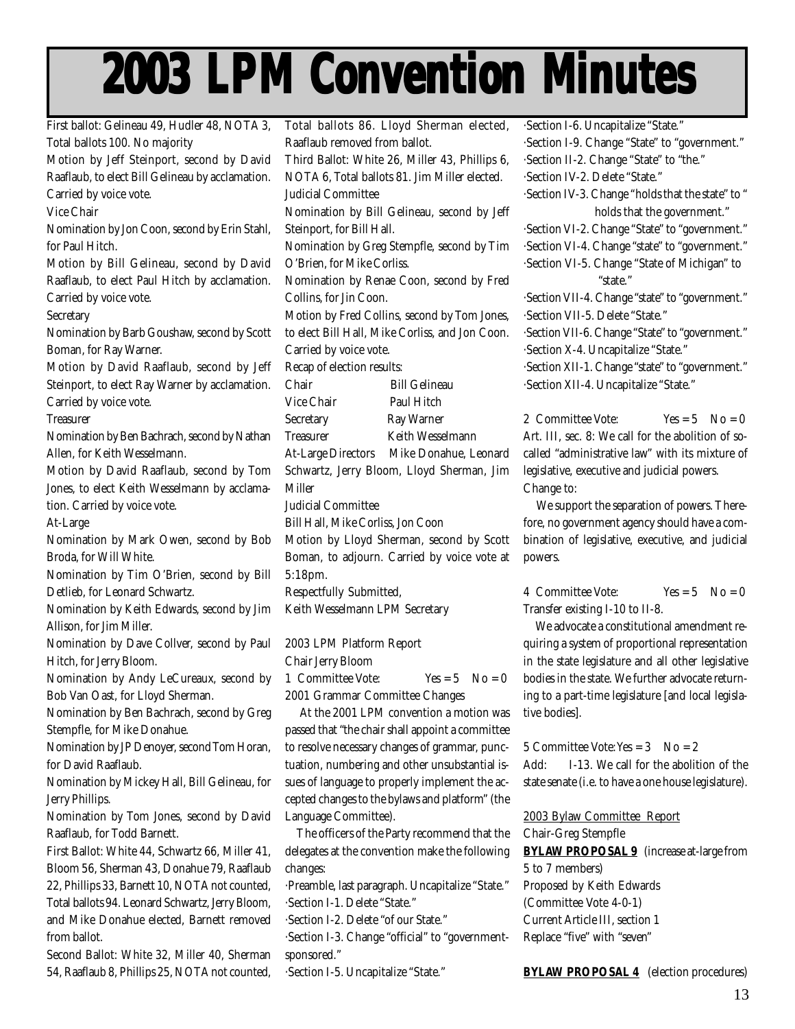# 2003 LPM Convention Minutes

First ballot: Gelineau 49, Hudler 48, NOTA 3, Total ballots 100. No majority

Motion by Jeff Steinport, second by David Raaflaub, to elect Bill Gelineau by acclamation. Carried by voice vote.

Vice Chair

Nomination by Jon Coon, second by Erin Stahl, for Paul Hitch.

Motion by Bill Gelineau, second by David Raaflaub, to elect Paul Hitch by acclamation. Carried by voice vote.

Secretary

Nomination by Barb Goushaw, second by Scott Boman, for Ray Warner.

Motion by David Raaflaub, second by Jeff Steinport, to elect Ray Warner by acclamation. Carried by voice vote.

Treasurer

Nomination by Ben Bachrach, second by Nathan Allen, for Keith Wesselmann.

Motion by David Raaflaub, second by Tom Jones, to elect Keith Wesselmann by acclamation. Carried by voice vote.

At-Large

Nomination by Mark Owen, second by Bob Broda, for Will White.

Nomination by Tim O'Brien, second by Bill Detlieb, for Leonard Schwartz.

Nomination by Keith Edwards, second by Jim Allison, for Jim Miller.

Nomination by Dave Collver, second by Paul Hitch, for Jerry Bloom.

Nomination by Andy LeCureaux, second by Bob Van Oast, for Lloyd Sherman.

Nomination by Ben Bachrach, second by Greg Stempfle, for Mike Donahue.

Nomination by JP Denoyer, second Tom Horan, for David Raaflaub.

Nomination by Mickey Hall, Bill Gelineau, for Jerry Phillips.

Nomination by Tom Jones, second by David Raaflaub, for Todd Barnett.

First Ballot: White 44, Schwartz 66, Miller 41, Bloom 56, Sherman 43, Donahue 79, Raaflaub 22, Phillips 33, Barnett 10, NOTA not counted, Total ballots 94. Leonard Schwartz, Jerry Bloom, and Mike Donahue elected, Barnett removed from ballot.

Second Ballot: White 32, Miller 40, Sherman 54, Raaflaub 8, Phillips 25, NOTA not counted, Total ballots 86. Lloyd Sherman elected, Raaflaub removed from ballot.

Third Ballot: White 26, Miller 43, Phillips 6, NOTA 6, Total ballots 81. Jim Miller elected.

Judicial Committee

Nomination by Bill Gelineau, second by Jeff Steinport, for Bill Hall.

Nomination by Greg Stempfle, second by Tim O'Brien, for Mike Corliss.

Nomination by Renae Coon, second by Fred Collins, for Jin Coon.

Motion by Fred Collins, second by Tom Jones, to elect Bill Hall, Mike Corliss, and Jon Coon. Carried by voice vote.

Recap of election results:

| | |
|---|---|
| Chair | Bill Gelineau |
| Vice Chair | Paul Hitch |
| Secretary | Ray Warner |
| Treasurer | Keith Wesselmann |
| At-Large Directors | Mike Donahue, Leonard Schwartz, Jerry Bloom, Lloyd Sherman, Jim Miller |

Judicial Committee

Bill Hall, Mike Corliss, Jon Coon

Motion by Lloyd Sherman, second by Scott Boman, to adjourn. Carried by voice vote at 5:18pm.

Respectfully Submitted,

Keith Wesselmann LPM Secretary

2003 LPM Platform Report

Chair Jerry Bloom

1 Committee Vote: Yes = 5 No = 0

2001 Grammar Committee Changes

At the 2001 LPM convention a motion was passed that "the chair shall appoint a committee to resolve necessary changes of grammar, punctuation, numbering and other unsubstantial issues of language to properly implement the accepted changes to the bylaws and platform" (the Language Committee).

The officers of the Party recommend that the delegates at the convention make the following changes:

- Preamble, last paragraph. Uncapitalize "State."
- Section I-1. Delete "State."
- Section I-2. Delete "of our State."
- Section I-3. Change "official" to "government-sponsored."
- Section I-5. Uncapitalize "State."
- Section I-6. Uncapitalize "State."
- Section I-9. Change "State" to "government."
- Section II-2. Change "State" to "the."
- Section IV-2. Delete "State."
- Section IV-3. Change "holds that the state" to "holds that the government."
- Section VI-2. Change "State" to "government."
- Section VI-4. Change "state" to "government."
- Section VI-5. Change "State of Michigan" to "state."
- Section VII-4. Change "state" to "government."
- Section VII-5. Delete "State."
- Section VII-6. Change "State" to "government."
- Section X-4. Uncapitalize "State."
- Section XII-1. Change "state" to "government."
- Section XII-4. Uncapitalize "State."

2 Committee Vote: Yes = 5 No = 0

Art. III, sec. 8: We call for the abolition of so-called "administrative law" with its mixture of legislative, executive and judicial powers.

Change to:

We support the separation of powers. Therefore, no government agency should have a combination of legislative, executive, and judicial powers.

4 Committee Vote: Yes = 5 No = 0

Transfer existing I-10 to II-8.

We advocate a constitutional amendment requiring a system of proportional representation in the state legislature and all other legislative bodies in the state. We further advocate returning to a part-time legislature [and local legislative bodies].

5 Committee Vote: Yes = 3 No = 2

Add: I-13. We call for the abolition of the state senate (i.e. to have a one house legislature).

2003 Bylaw Committee Report

Chair-Greg Stempfle

**BYLAW PROPOSAL 9** (increase at-large from 5 to 7 members)

Proposed by Keith Edwards

(Committee Vote 4-0-1)

Current Article III, section 1

Replace "five" with "seven"

**BYLAW PROPOSAL 4** (election procedures)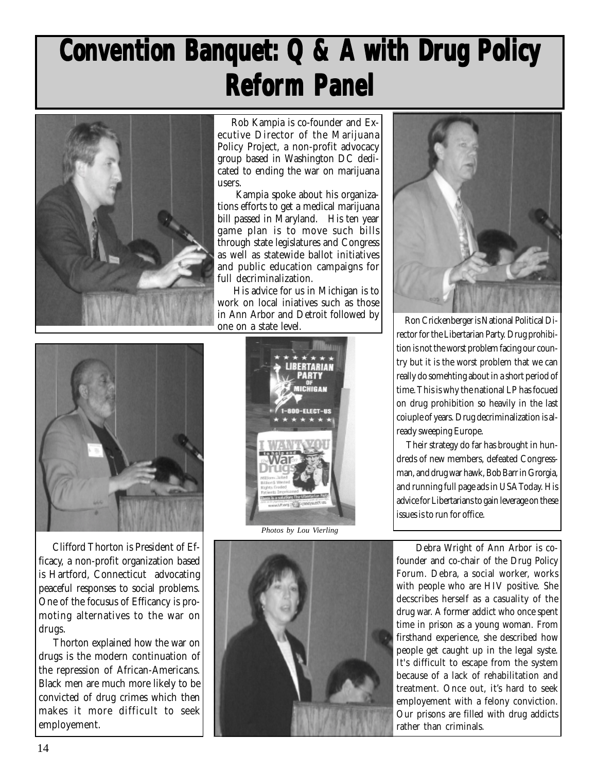# Convention Banquet: Q & A with Drug Policy Reform Panel

Rob Kampia is co-founder and Executive Director of the Marijuana Policy Project, a non-profit advocacy group based in Washington DC dedicated to ending the war on marijuana users.

Kampia spoke about his organizations efforts to get a medical marijuana bill passed in Maryland. His ten year game plan is to move such bills through state legislatures and Congress as well as statewide ballot initiatives and public education campaigns for full decriminalization.

His advice for us in Michigan is to work on local iniatives such as those in Ann Arbor and Detroit followed by one on a state level.

Ron Crickenberger is National Political Director for the Libertarian Party. Drug prohibition is not the worst problem facing our country but it is the worst problem that we can really do somehting about in a short period of time. This is why the national LP has focued on drug prohibition so heavily in the last coiuple of years. Drug decriminalization is already sweeping Europe.

Their strategy do far has brought in hundreds of new members, defeated Congressman, and drug war hawk, Bob Barr in Grorgia, and running full page ads in USA Today. His advice for Libertarians to gain leverage on these issues is to run for office.

*Photos by Lou Vierling*

Clifford Thorton is President of Efficacy, a non-profit organization based is Hartford, Connecticut advocating peaceful responses to social problems. One of the focusus of Efficancy is promoting alternatives to the war on drugs.

Thorton explained how the war on drugs is the modern continuation of the repression of African-Americans. Black men are much more likely to be convicted of drug crimes which then makes it more difficult to seek employement.

Debra Wright of Ann Arbor is cofounder and co-chair of the Drug Policy Forum. Debra, a social worker, works with people who are HIV positive. She decscribes herself as a casuality of the drug war. A former addict who once spent time in prison as a young woman. From firsthand experience, she described how people get caught up in the legal syste. It's difficult to escape from the system because of a lack of rehabilitation and treatment. Once out, it's hard to seek employement with a felony conviction. Our prisons are filled with drug addicts rather than criminals.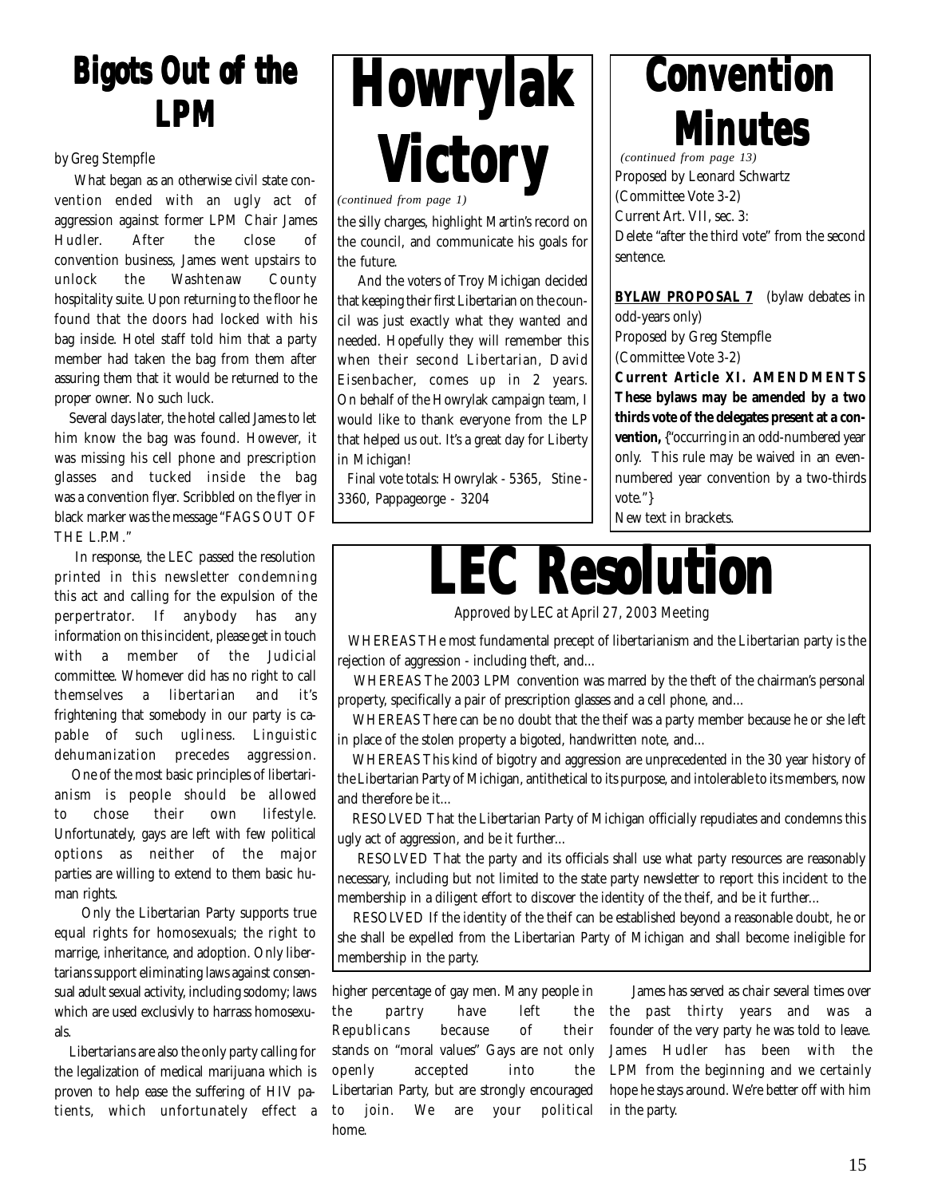## Bigots Out of the LPM

*by Greg Stempfle*

What began as an otherwise civil state convention ended with an ugly act of aggression against former LPM Chair James Hudler. After the close of convention business, James went upstairs to unlock the Washtenaw County hospitality suite. Upon returning to the floor he found that the doors had locked with his bag inside. Hotel staff told him that a party member had taken the bag from them after assuring them that it would be returned to the proper owner. No such luck.

Several days later, the hotel called James to let him know the bag was found. However, it was missing his cell phone and prescription glasses and tucked inside the bag was a convention flyer. Scribbled on the flyer in black marker was the message "FAGS OUT OF THE L.P.M."

In response, the LEC passed the resolution printed in this newsletter condemning this act and calling for the expulsion of the perpertrator. If anybody has any information on this incident, please get in touch with a member of the Judicial committee. Whomever did has no right to call themselves a libertarian and it's frightening that somebody in our party is capable of such ugliness. Linguistic dehumanization precedes aggression.

One of the most basic principles of libertarianism is people should be allowed to chose their own lifestyle. Unfortunately, gays are left with few political options as neither of the major parties are willing to extend to them basic human rights.

Only the Libertarian Party supports true equal rights for homosexuals; the right to marrige, inheritance, and adoption. Only libertarians support eliminating laws against consensual adult sexual activity, including sodomy; laws which are used exclusivly to harrass homosexuals.

Libertarians are also the only party calling for the legalization of medical marijuana which is proven to help ease the suffering of HIV patients, which unfortunately effect a higher percentage of gay men. Many people in the partry have left the Republicans because of their stands on "moral values" Gays are not only openly accepted into the Libertarian Party, but are strongly encouraged to join. We are your political home.

James has served as chair several times over the past thirty years and was a founder of the very party he was told to leave. James Hudler has been with the LPM from the beginning and we certainly hope he stays around. We're better off with him in the party.

## Howrylak Victory

*(continued from page 1)*

the silly charges, highlight Martin's record on the council, and communicate his goals for the future.

And the voters of Troy Michigan decided that keeping their first Libertarian on the council was just exactly what they wanted and needed. Hopefully they will remember this when their second Libertarian, David Eisenbacher, comes up in 2 years. On behalf of the Howrylak campaign team, I would like to thank everyone from the LP that helped us out. It's a great day for Liberty in Michigan!

Final vote totals: Howrylak - 5365, Stine - 3360, Pappageorge - 3204

## Convention Minutes

*(continued from page 13)*

Proposed by Leonard Schwartz
(Committee Vote 3-2)
Current Art. VII, sec. 3:
Delete "after the third vote" from the second sentence.

**BYLAW PROPOSAL 7** (bylaw debates in odd-years only)
Proposed by Greg Stempfle
(Committee Vote 3-2)
**Current Article XI. AMENDMENTS These bylaws may be amended by a two thirds vote of the delegates present at a convention,** {"occurring in an odd-numbered year only. This rule may be waived in an even-numbered year convention by a two-thirds vote."}
New text in brackets.

## LEC Resolution

*Approved by LEC at April 27, 2003 Meeting*

WHEREAS THe most fundamental precept of libertarianism and the Libertarian party is the rejection of aggression - including theft, and...

WHEREAS The 2003 LPM convention was marred by the theft of the chairman's personal property, specifically a pair of prescription glasses and a cell phone, and...

WHEREAS There can be no doubt that the theif was a party member because he or she left in place of the stolen property a bigoted, handwritten note, and...

WHEREAS This kind of bigotry and aggression are unprecedented in the 30 year history of the Libertarian Party of Michigan, antithetical to its purpose, and intolerable to its members, now and therefore be it...

RESOLVED That the Libertarian Party of Michigan officially repudiates and condemns this ugly act of aggression, and be it further...

RESOLVED That the party and its officials shall use what party resources are reasonably necessary, including but not limited to the state party newsletter to report this incident to the membership in a diligent effort to discover the identity of the theif, and be it further...

RESOLVED If the identity of the theif can be established beyond a reasonable doubt, he or she shall be expelled from the Libertarian Party of Michigan and shall become ineligible for membership in the party.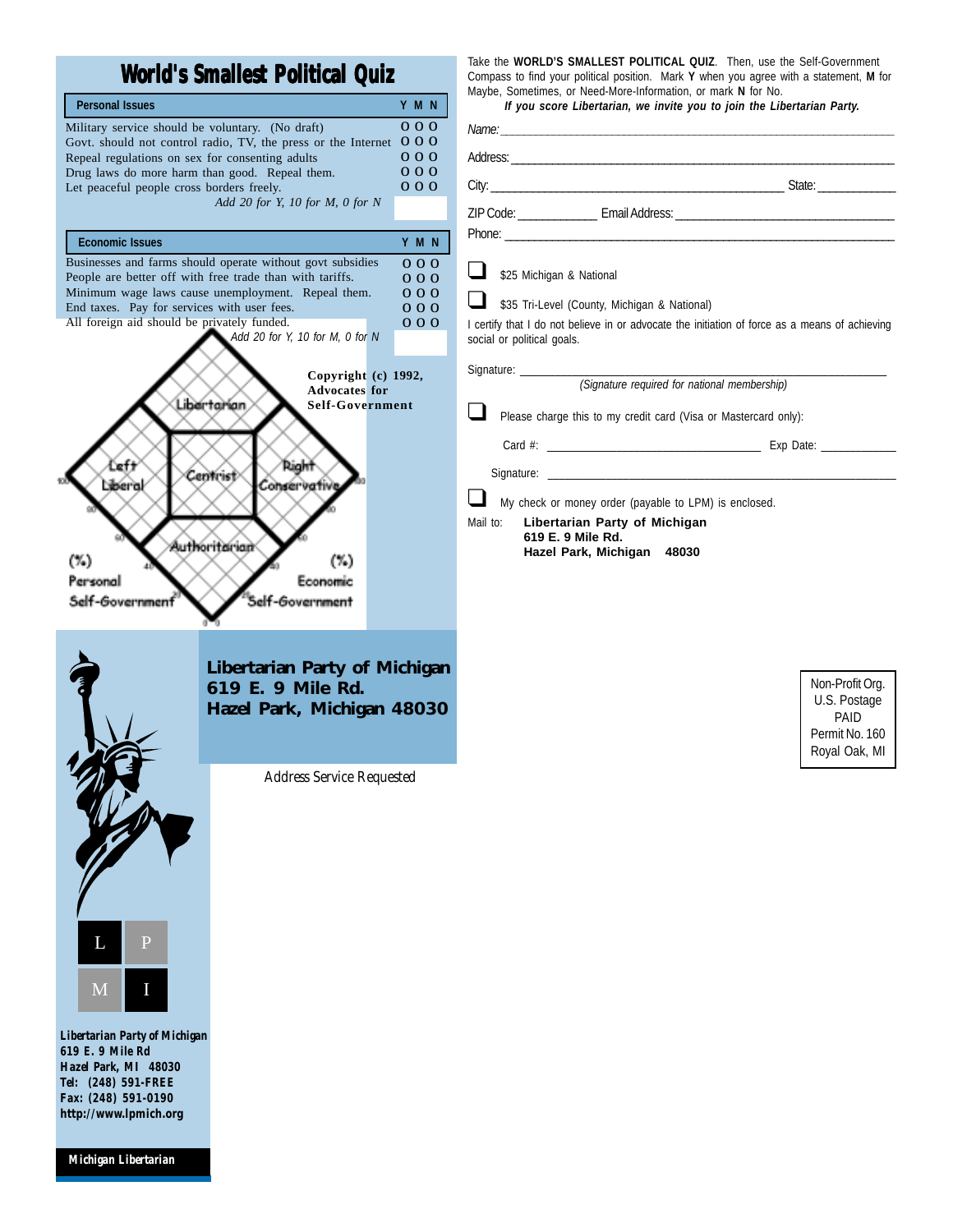# World's Smallest Political Quiz

| Personal Issues | Y | M | N |
|---|---|---|---|
| Military service should be voluntary. (No draft) | O | O | O |
| Govt. should not control radio, TV, the press or the Internet | O | O | O |
| Repeal regulations on sex for consenting adults | O | O | O |
| Drug laws do more harm than good. Repeal them. | O | O | O |
| Let peaceful people cross borders freely. | O | O | O |
| *Add 20 for Y, 10 for M, 0 for N* | | | |

| Economic Issues | Y | M | N |
|---|---|---|---|
| Businesses and farms should operate without govt subsidies | O | O | O |
| People are better off with free trade than with tariffs. | O | O | O |
| Minimum wage laws cause unemployment. Repeal them. | O | O | O |
| End taxes. Pay for services with user fees. | O | O | O |
| All foreign aid should be privately funded. | O | O | O |
| *Add 20 for Y, 10 for M, 0 for N* | | | |

**Copyright (c) 1992, Advocates for Self-Government**

Libertarian

Left Liberal

Centrist

Right Conservative

Authoritarian

(%) Personal Self-Government

(%) Economic Self-Government

Take the **WORLD'S SMALLEST POLITICAL QUIZ**. Then, use the Self-Government Compass to find your political position. Mark **Y** when you agree with a statement, **M** for Maybe, Sometimes, or Need-More-Information, or mark **N** for No.

***If you score Libertarian, we invite you to join the Libertarian Party.***

Name: ____________________

Address: ____________________

City: ____________________ State: __________

ZIP Code: __________ Email Address: ____________________

Phone: ____________________

❑ $25 Michigan & National

❑ $35 Tri-Level (County, Michigan & National)

I certify that I do not believe in or advocate the initiation of force as a means of achieving social or political goals.

Signature: ____________________

*(Signature required for national membership)*

❑ Please charge this to my credit card (Visa or Mastercard only):

Card #: ____________________ Exp Date: __________

Signature: ____________________

❑ My check or money order (payable to LPM) is enclosed.

Mail to: **Libertarian Party of Michigan**
**619 E. 9 Mile Rd.**
**Hazel Park, Michigan 48030**

**Libertarian Party of Michigan**
**619 E. 9 Mile Rd.**
**Hazel Park, Michigan 48030**

Address Service Requested

Non-Profit Org.
U.S. Postage
PAID
Permit No. 160
Royal Oak, MI

L P M I

**Libertarian Party of Michigan**
**619 E. 9 Mile Rd**
**Hazel Park, MI 48030**
**Tel: (248) 591-FREE**
**Fax: (248) 591-0190**
**http://www.lpmich.org**

**Michigan Libertarian**